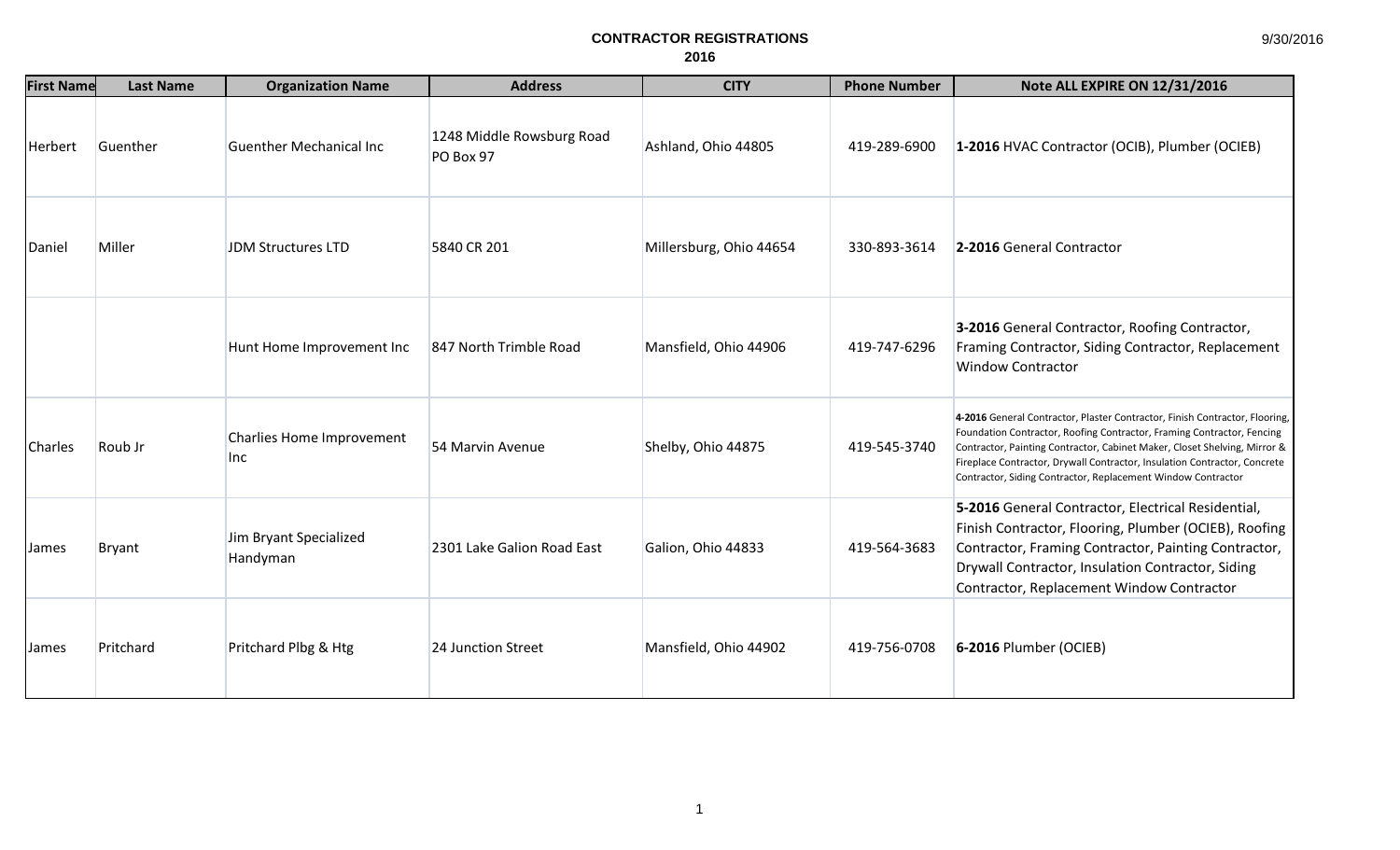# CONTRACTOR REGISTRATIONS

## 2016

9/30/2016

| First Name | Last Name | Organization Name | Address | CITY | Phone Number | Note ALL EXPIRE ON 12/31/2016 |
|---|---|---|---|---|---|---|
| Herbert | Guenther | Guenther Mechanical Inc | 1248 Middle Rowsburg Road PO Box 97 | Ashland, Ohio 44805 | 419-289-6900 | **1-2016** HVAC Contractor (OCIB), Plumber (OCIEB) |
| Daniel | Miller | JDM Structures LTD | 5840 CR 201 | Millersburg, Ohio 44654 | 330-893-3614 | **2-2016** General Contractor |
| | | Hunt Home Improvement Inc | 847 North Trimble Road | Mansfield, Ohio 44906 | 419-747-6296 | **3-2016** General Contractor, Roofing Contractor, Framing Contractor, Siding Contractor, Replacement Window Contractor |
| Charles | Roub Jr | Charlies Home Improvement Inc | 54 Marvin Avenue | Shelby, Ohio 44875 | 419-545-3740 | **4-2016** General Contractor, Plaster Contractor, Finish Contractor, Flooring, Foundation Contractor, Roofing Contractor, Framing Contractor, Fencing Contractor, Painting Contractor, Cabinet Maker, Closet Shelving, Mirror & Fireplace Contractor, Drywall Contractor, Insulation Contractor, Concrete Contractor, Siding Contractor, Replacement Window Contractor |
| James | Bryant | Jim Bryant Specialized Handyman | 2301 Lake Galion Road East | Galion, Ohio 44833 | 419-564-3683 | **5-2016** General Contractor, Electrical Residential, Finish Contractor, Flooring, Plumber (OCIEB), Roofing Contractor, Framing Contractor, Painting Contractor, Drywall Contractor, Insulation Contractor, Siding Contractor, Replacement Window Contractor |
| James | Pritchard | Pritchard Plbg & Htg | 24 Junction Street | Mansfield, Ohio 44902 | 419-756-0708 | **6-2016** Plumber (OCIEB) |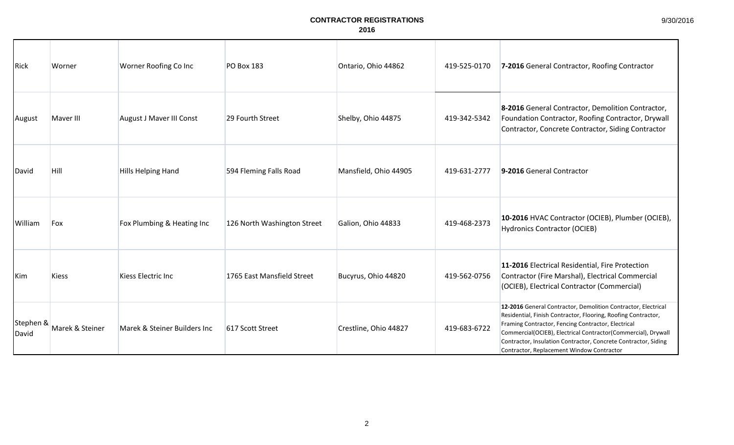**CONTRACTOR REGISTRATIONS**
**2016**

9/30/2016

| | | | | | | |
|---|---|---|---|---|---|---|
| Rick | Worner | Worner Roofing Co Inc | PO Box 183 | Ontario, Ohio 44862 | 419-525-0170 | **7-2016** General Contractor, Roofing Contractor |
| August | Maver III | August J Maver III Const | 29 Fourth Street | Shelby, Ohio 44875 | 419-342-5342 | **8-2016** General Contractor, Demolition Contractor, Foundation Contractor, Roofing Contractor, Drywall Contractor, Concrete Contractor, Siding Contractor |
| David | Hill | Hills Helping Hand | 594 Fleming Falls Road | Mansfield, Ohio 44905 | 419-631-2777 | **9-2016** General Contractor |
| William | Fox | Fox Plumbing & Heating Inc | 126 North Washington Street | Galion, Ohio 44833 | 419-468-2373 | **10-2016** HVAC Contractor (OCIEB), Plumber (OCIEB), Hydronics Contractor (OCIEB) |
| Kim | Kiess | Kiess Electric Inc | 1765 East Mansfield Street | Bucyrus, Ohio 44820 | 419-562-0756 | **11-2016** Electrical Residential, Fire Protection Contractor (Fire Marshal), Electrical Commercial (OCIEB), Electrical Contractor (Commercial) |
| Stephen & David | Marek & Steiner | Marek & Steiner Builders Inc | 617 Scott Street | Crestline, Ohio 44827 | 419-683-6722 | **12-2016** General Contractor, Demolition Contractor, Electrical Residential, Finish Contractor, Flooring, Roofing Contractor, Framing Contractor, Fencing Contractor, Electrical Commercial(OCIEB), Electrical Contractor(Commercial), Drywall Contractor, Insulation Contractor, Concrete Contractor, Siding Contractor, Replacement Window Contractor |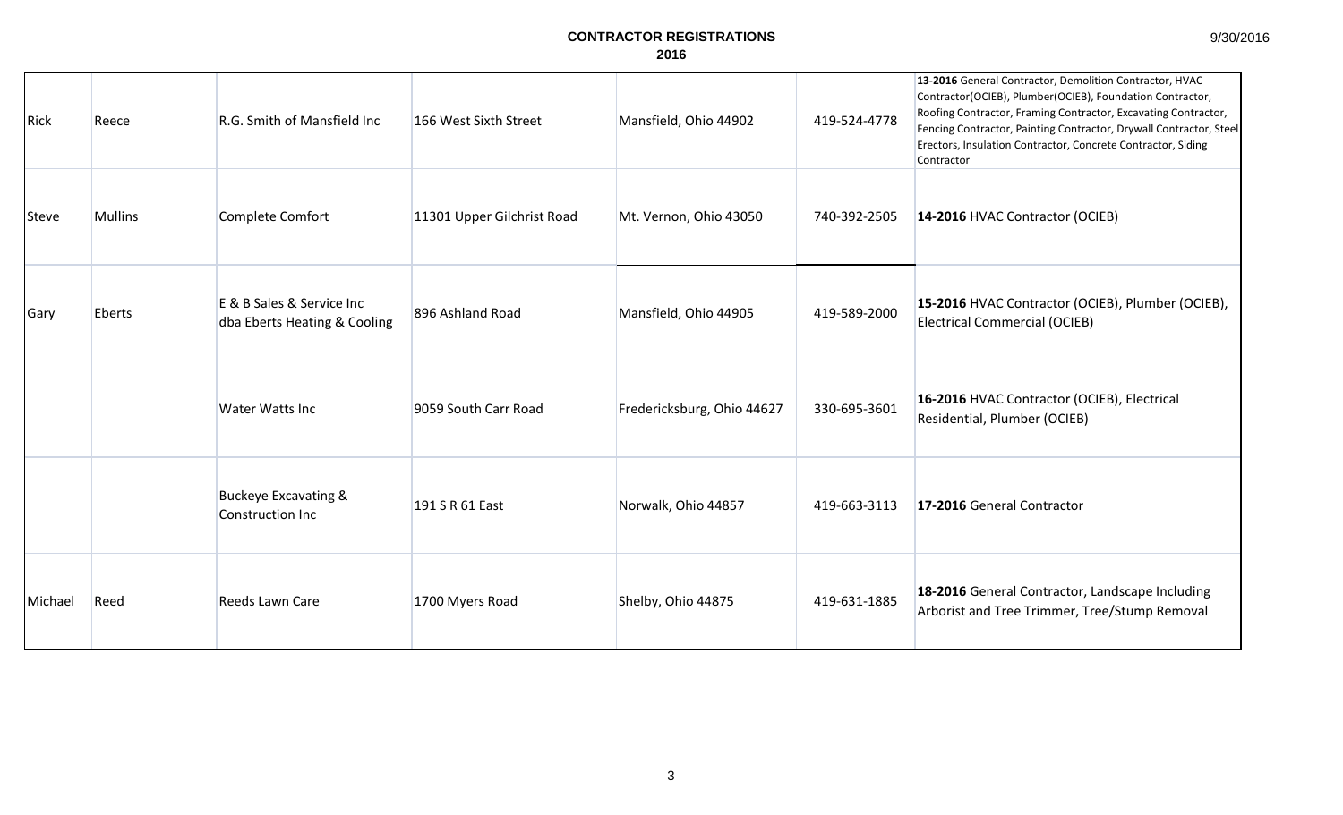# CONTRACTOR REGISTRATIONS
## 2016

| | | | | | | |
|---|---|---|---|---|---|---|
| Rick | Reece | R.G. Smith of Mansfield Inc | 166 West Sixth Street | Mansfield, Ohio 44902 | 419-524-4778 | **13-2016** General Contractor, Demolition Contractor, HVAC Contractor(OCIEB), Plumber(OCIEB), Foundation Contractor, Roofing Contractor, Framing Contractor, Excavating Contractor, Fencing Contractor, Painting Contractor, Drywall Contractor, Steel Erectors, Insulation Contractor, Concrete Contractor, Siding Contractor |
| Steve | Mullins | Complete Comfort | 11301 Upper Gilchrist Road | Mt. Vernon, Ohio 43050 | 740-392-2505 | **14-2016** HVAC Contractor (OCIEB) |
| Gary | Eberts | E & B Sales & Service Inc dba Eberts Heating & Cooling | 896 Ashland Road | Mansfield, Ohio 44905 | 419-589-2000 | **15-2016** HVAC Contractor (OCIEB), Plumber (OCIEB), Electrical Commercial (OCIEB) |
| | | Water Watts Inc | 9059 South Carr Road | Fredericksburg, Ohio 44627 | 330-695-3601 | **16-2016** HVAC Contractor (OCIEB), Electrical Residential, Plumber (OCIEB) |
| | | Buckeye Excavating & Construction Inc | 191 S R 61 East | Norwalk, Ohio 44857 | 419-663-3113 | **17-2016** General Contractor |
| Michael | Reed | Reeds Lawn Care | 1700 Myers Road | Shelby, Ohio 44875 | 419-631-1885 | **18-2016** General Contractor, Landscape Including Arborist and Tree Trimmer, Tree/Stump Removal |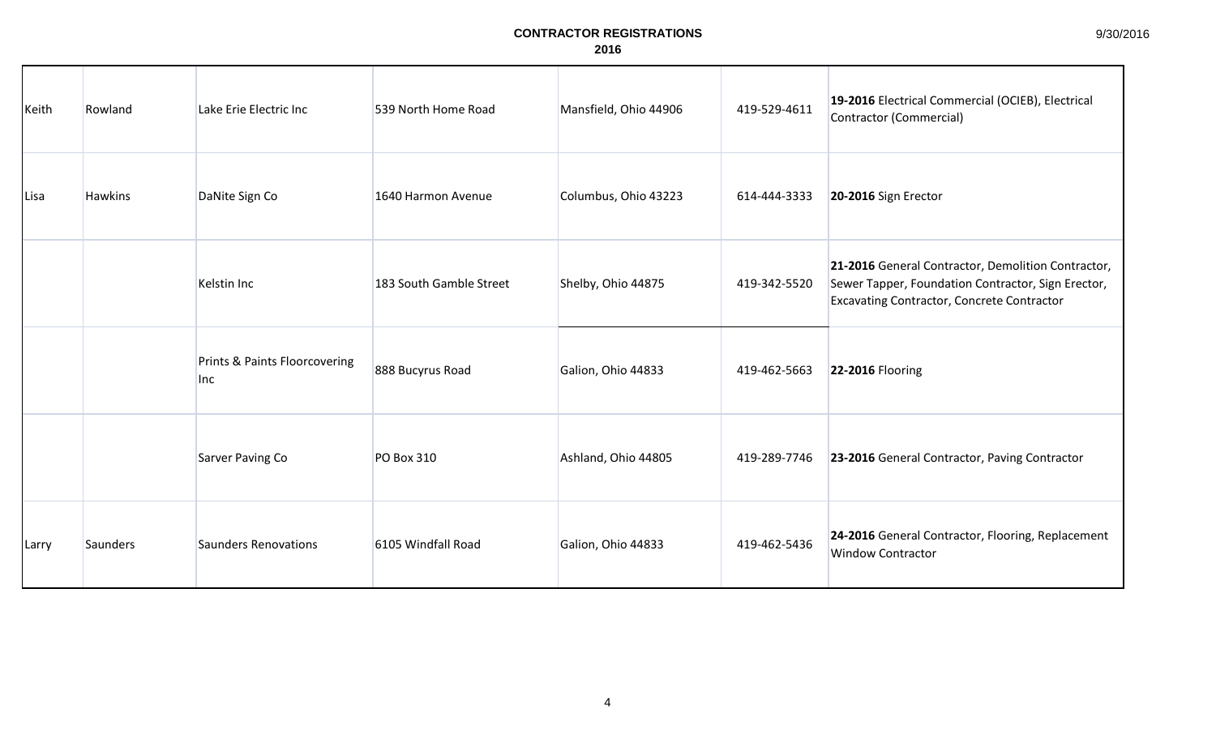**CONTRACTOR REGISTRATIONS**
**2016**

9/30/2016

| | | | | | | |
|---|---|---|---|---|---|---|
| Keith | Rowland | Lake Erie Electric Inc | 539 North Home Road | Mansfield, Ohio 44906 | 419-529-4611 | **19-2016** Electrical Commercial (OCIEB), Electrical Contractor (Commercial) |
| Lisa | Hawkins | DaNite Sign Co | 1640 Harmon Avenue | Columbus, Ohio 43223 | 614-444-3333 | **20-2016** Sign Erector |
| | | Kelstin Inc | 183 South Gamble Street | Shelby, Ohio 44875 | 419-342-5520 | **21-2016** General Contractor, Demolition Contractor, Sewer Tapper, Foundation Contractor, Sign Erector, Excavating Contractor, Concrete Contractor |
| | | Prints & Paints Floorcovering Inc | 888 Bucyrus Road | Galion, Ohio 44833 | 419-462-5663 | **22-2016** Flooring |
| | | Sarver Paving Co | PO Box 310 | Ashland, Ohio 44805 | 419-289-7746 | **23-2016** General Contractor, Paving Contractor |
| Larry | Saunders | Saunders Renovations | 6105 Windfall Road | Galion, Ohio 44833 | 419-462-5436 | **24-2016** General Contractor, Flooring, Replacement Window Contractor |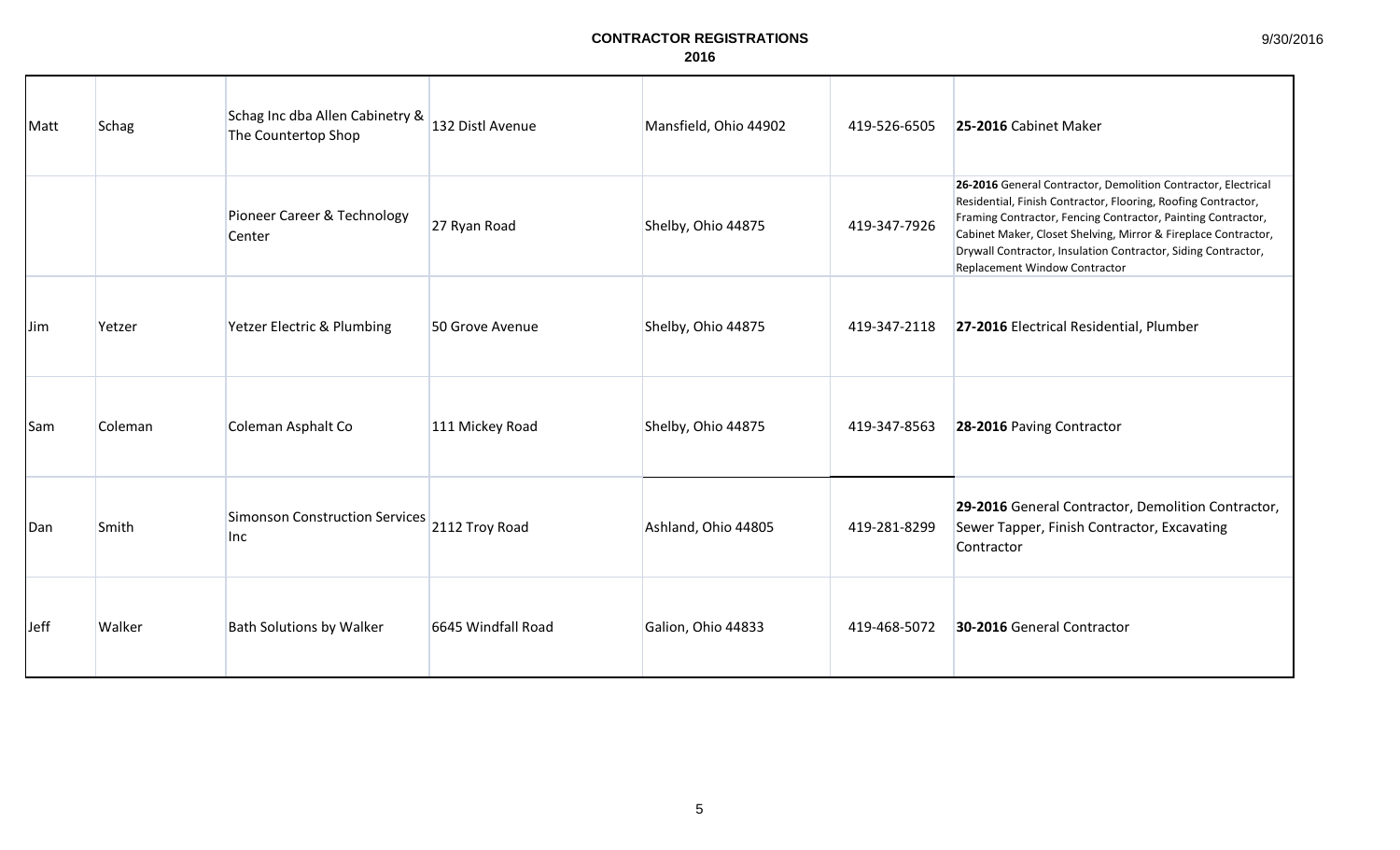**CONTRACTOR REGISTRATIONS**
**2016**

| | | | | | | |
|---|---|---|---|---|---|---|
| Matt | Schag | Schag Inc dba Allen Cabinetry & The Countertop Shop | 132 Distl Avenue | Mansfield, Ohio 44902 | 419-526-6505 | **25-2016** Cabinet Maker |
| | | Pioneer Career & Technology Center | 27 Ryan Road | Shelby, Ohio 44875 | 419-347-7926 | **26-2016** General Contractor, Demolition Contractor, Electrical Residential, Finish Contractor, Flooring, Roofing Contractor, Framing Contractor, Fencing Contractor, Painting Contractor, Cabinet Maker, Closet Shelving, Mirror & Fireplace Contractor, Drywall Contractor, Insulation Contractor, Siding Contractor, Replacement Window Contractor |
| Jim | Yetzer | Yetzer Electric & Plumbing | 50 Grove Avenue | Shelby, Ohio 44875 | 419-347-2118 | **27-2016** Electrical Residential, Plumber |
| Sam | Coleman | Coleman Asphalt Co | 111 Mickey Road | Shelby, Ohio 44875 | 419-347-8563 | **28-2016** Paving Contractor |
| Dan | Smith | Simonson Construction Services Inc | 2112 Troy Road | Ashland, Ohio 44805 | 419-281-8299 | **29-2016** General Contractor, Demolition Contractor, Sewer Tapper, Finish Contractor, Excavating Contractor |
| Jeff | Walker | Bath Solutions by Walker | 6645 Windfall Road | Galion, Ohio 44833 | 419-468-5072 | **30-2016** General Contractor |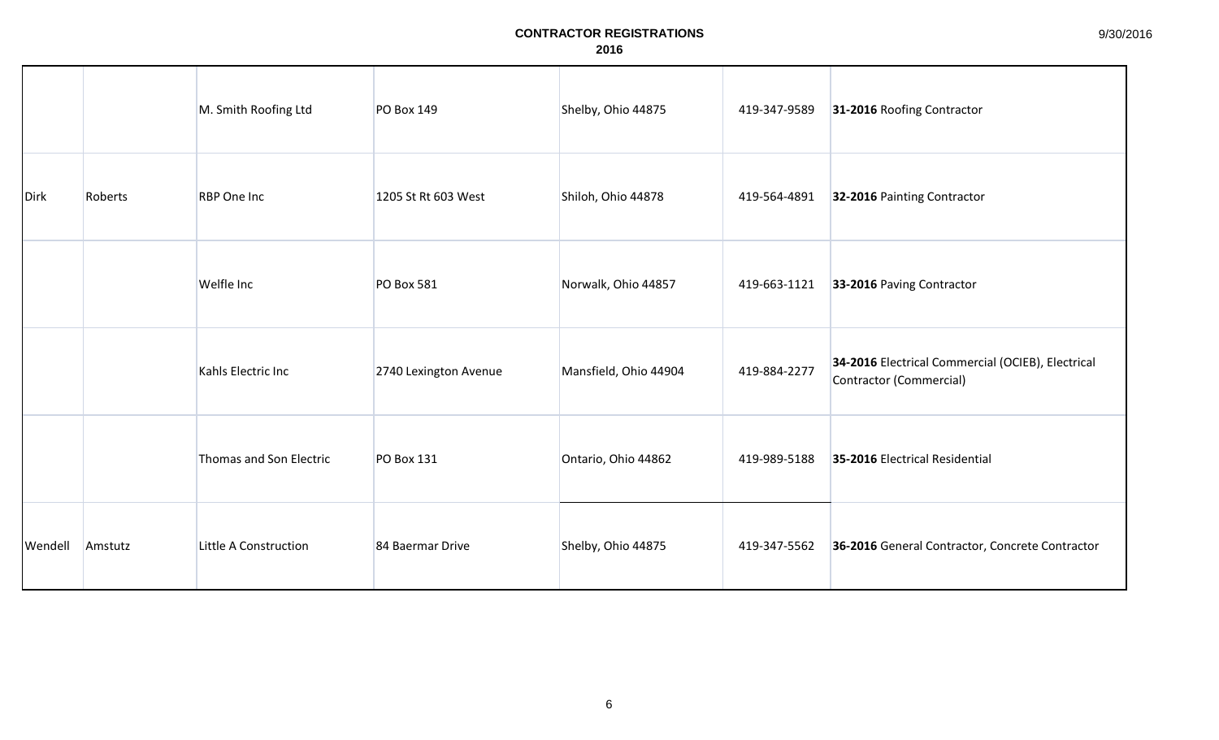| | | | | | | |
|---|---|---|---|---|---|---|
| | | M. Smith Roofing Ltd | PO Box 149 | Shelby, Ohio 44875 | 419-347-9589 | **31-2016** Roofing Contractor |
| Dirk | Roberts | RBP One Inc | 1205 St Rt 603 West | Shiloh, Ohio 44878 | 419-564-4891 | **32-2016** Painting Contractor |
| | | Welfle Inc | PO Box 581 | Norwalk, Ohio 44857 | 419-663-1121 | **33-2016** Paving Contractor |
| | | Kahls Electric Inc | 2740 Lexington Avenue | Mansfield, Ohio 44904 | 419-884-2277 | **34-2016** Electrical Commercial (OCIEB), Electrical Contractor (Commercial) |
| | | Thomas and Son Electric | PO Box 131 | Ontario, Ohio 44862 | 419-989-5188 | **35-2016** Electrical Residential |
| Wendell | Amstutz | Little A Construction | 84 Baermar Drive | Shelby, Ohio 44875 | 419-347-5562 | **36-2016** General Contractor, Concrete Contractor |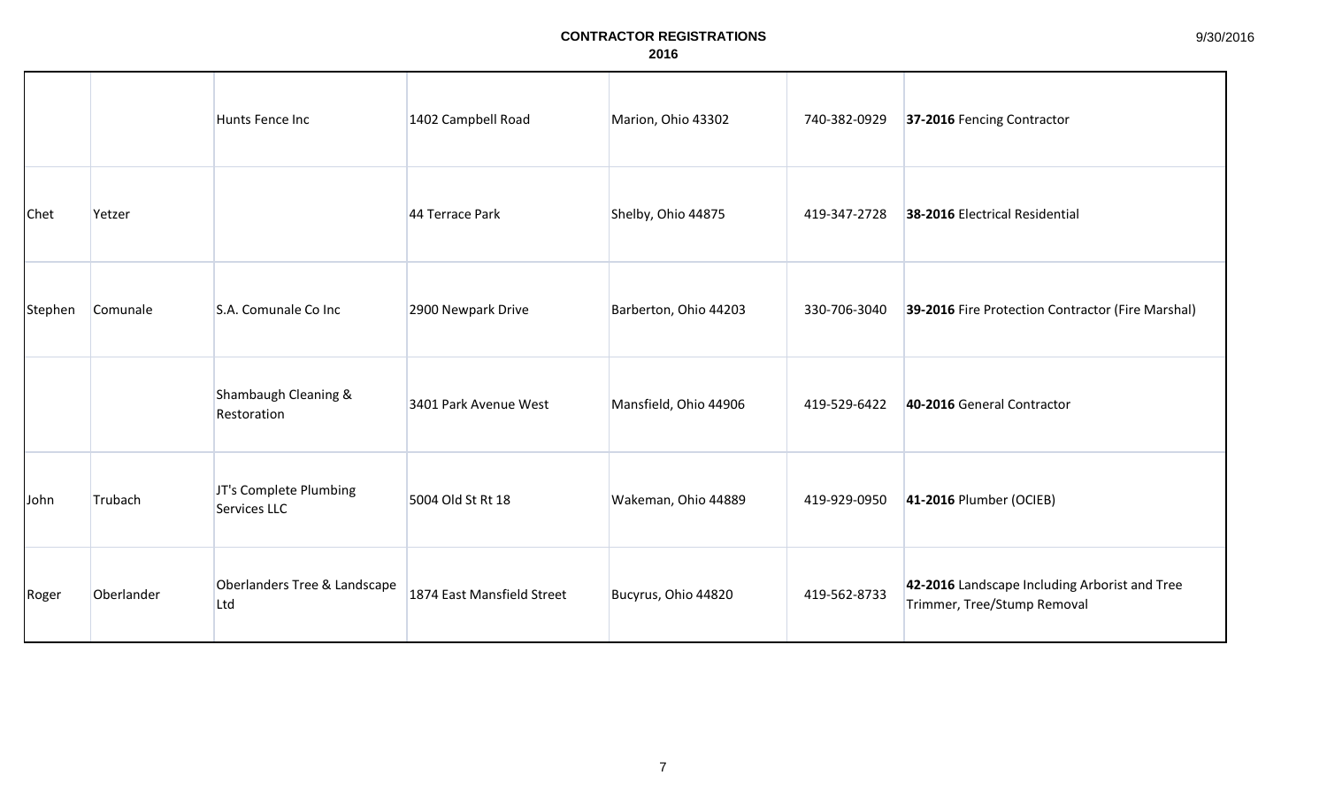# CONTRACTOR REGISTRATIONS
## 2016

|  |  |  |  |  |  |  |
|---|---|---|---|---|---|---|
|  |  | Hunts Fence Inc | 1402 Campbell Road | Marion, Ohio 43302 | 740-382-0929 | **37-2016** Fencing Contractor |
| Chet | Yetzer |  | 44 Terrace Park | Shelby, Ohio 44875 | 419-347-2728 | **38-2016** Electrical Residential |
| Stephen | Comunale | S.A. Comunale Co Inc | 2900 Newpark Drive | Barberton, Ohio 44203 | 330-706-3040 | **39-2016** Fire Protection Contractor (Fire Marshal) |
|  |  | Shambaugh Cleaning & Restoration | 3401 Park Avenue West | Mansfield, Ohio 44906 | 419-529-6422 | **40-2016** General Contractor |
| John | Trubach | JT's Complete Plumbing Services LLC | 5004 Old St Rt 18 | Wakeman, Ohio 44889 | 419-929-0950 | **41-2016** Plumber (OCIEB) |
| Roger | Oberlander | Oberlanders Tree & Landscape Ltd | 1874 East Mansfield Street | Bucyrus, Ohio 44820 | 419-562-8733 | **42-2016** Landscape Including Arborist and Tree Trimmer, Tree/Stump Removal |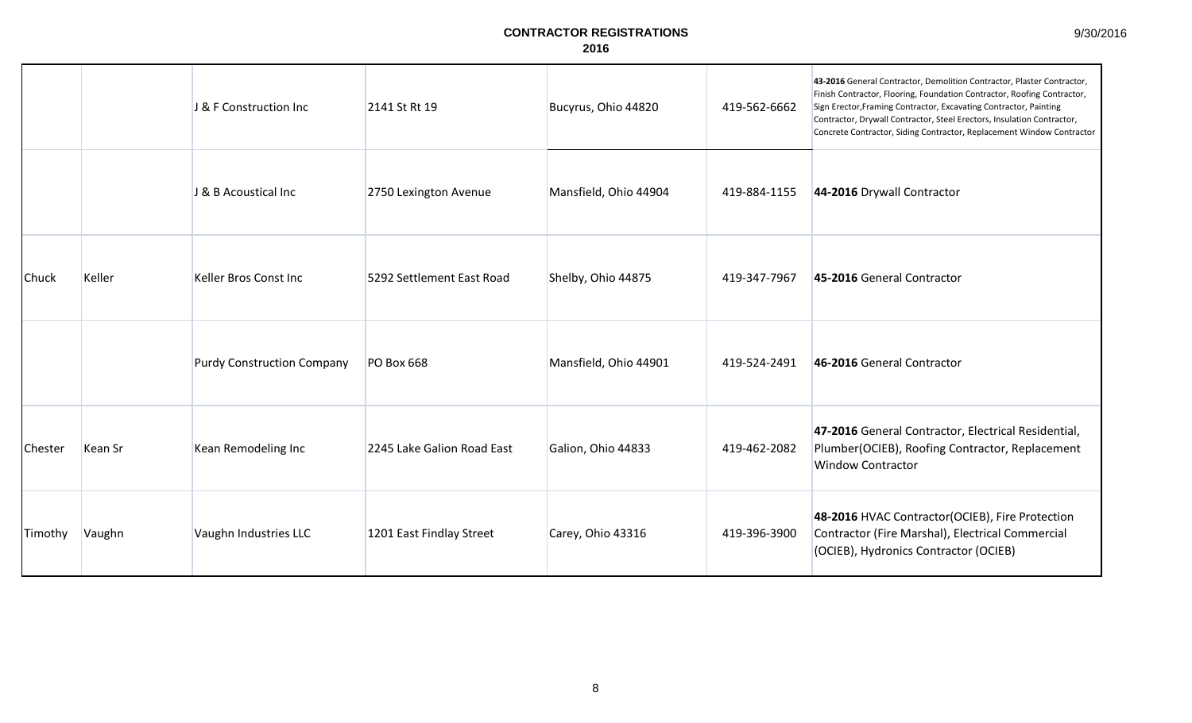# CONTRACTOR REGISTRATIONS
## 2016

| | | | | | | |
|---|---|---|---|---|---|---|
| | | J & F Construction Inc | 2141 St Rt 19 | Bucyrus, Ohio 44820 | 419-562-6662 | **43-2016** General Contractor, Demolition Contractor, Plaster Contractor, Finish Contractor, Flooring, Foundation Contractor, Roofing Contractor, Sign Erector,Framing Contractor, Excavating Contractor, Painting Contractor, Drywall Contractor, Steel Erectors, Insulation Contractor, Concrete Contractor, Siding Contractor, Replacement Window Contractor |
| | | J & B Acoustical Inc | 2750 Lexington Avenue | Mansfield, Ohio 44904 | 419-884-1155 | **44-2016** Drywall Contractor |
| Chuck | Keller | Keller Bros Const Inc | 5292 Settlement East Road | Shelby, Ohio 44875 | 419-347-7967 | **45-2016** General Contractor |
| | | Purdy Construction Company | PO Box 668 | Mansfield, Ohio 44901 | 419-524-2491 | **46-2016** General Contractor |
| Chester | Kean Sr | Kean Remodeling Inc | 2245 Lake Galion Road East | Galion, Ohio 44833 | 419-462-2082 | **47-2016** General Contractor, Electrical Residential, Plumber(OCIEB), Roofing Contractor, Replacement Window Contractor |
| Timothy | Vaughn | Vaughn Industries LLC | 1201 East Findlay Street | Carey, Ohio 43316 | 419-396-3900 | **48-2016** HVAC Contractor(OCIEB), Fire Protection Contractor (Fire Marshal), Electrical Commercial (OCIEB), Hydronics Contractor (OCIEB) |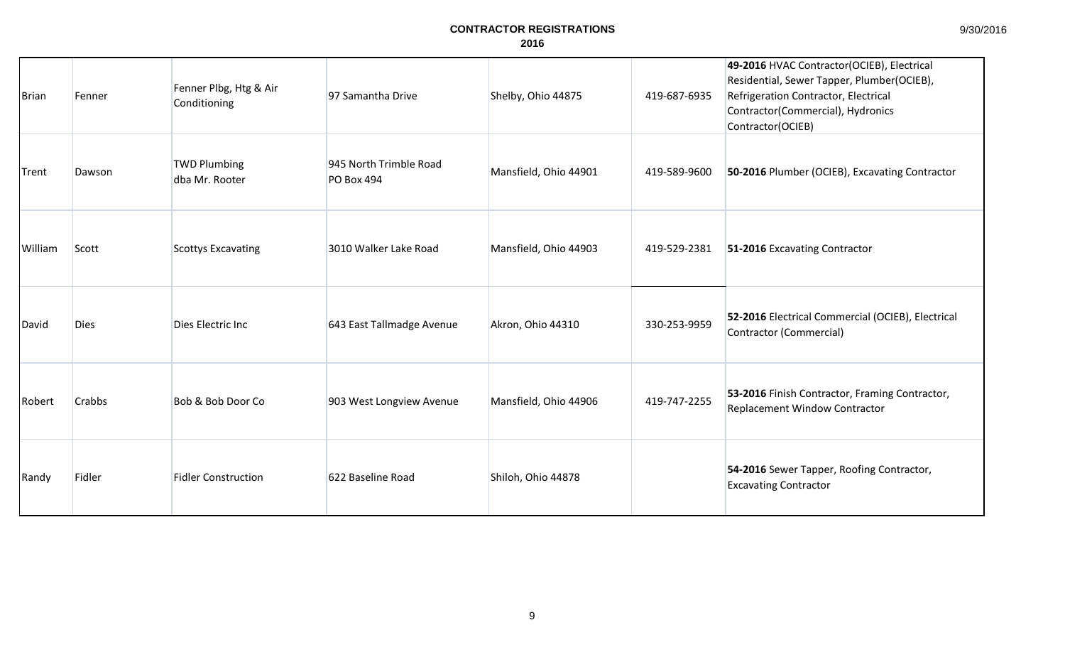# CONTRACTOR REGISTRATIONS

## 2016

| | | | | | | |
|---|---|---|---|---|---|---|
| Brian | Fenner | Fenner Plbg, Htg & Air Conditioning | 97 Samantha Drive | Shelby, Ohio 44875 | 419-687-6935 | **49-2016** HVAC Contractor(OCIEB), Electrical Residential, Sewer Tapper, Plumber(OCIEB), Refrigeration Contractor, Electrical Contractor(Commercial), Hydronics Contractor(OCIEB) |
| Trent | Dawson | TWD Plumbing dba Mr. Rooter | 945 North Trimble Road PO Box 494 | Mansfield, Ohio 44901 | 419-589-9600 | **50-2016** Plumber (OCIEB), Excavating Contractor |
| William | Scott | Scottys Excavating | 3010 Walker Lake Road | Mansfield, Ohio 44903 | 419-529-2381 | **51-2016** Excavating Contractor |
| David | Dies | Dies Electric Inc | 643 East Tallmadge Avenue | Akron, Ohio 44310 | 330-253-9959 | **52-2016** Electrical Commercial (OCIEB), Electrical Contractor (Commercial) |
| Robert | Crabbs | Bob & Bob Door Co | 903 West Longview Avenue | Mansfield, Ohio 44906 | 419-747-2255 | **53-2016** Finish Contractor, Framing Contractor, Replacement Window Contractor |
| Randy | Fidler | Fidler Construction | 622 Baseline Road | Shiloh, Ohio 44878 | | **54-2016** Sewer Tapper, Roofing Contractor, Excavating Contractor |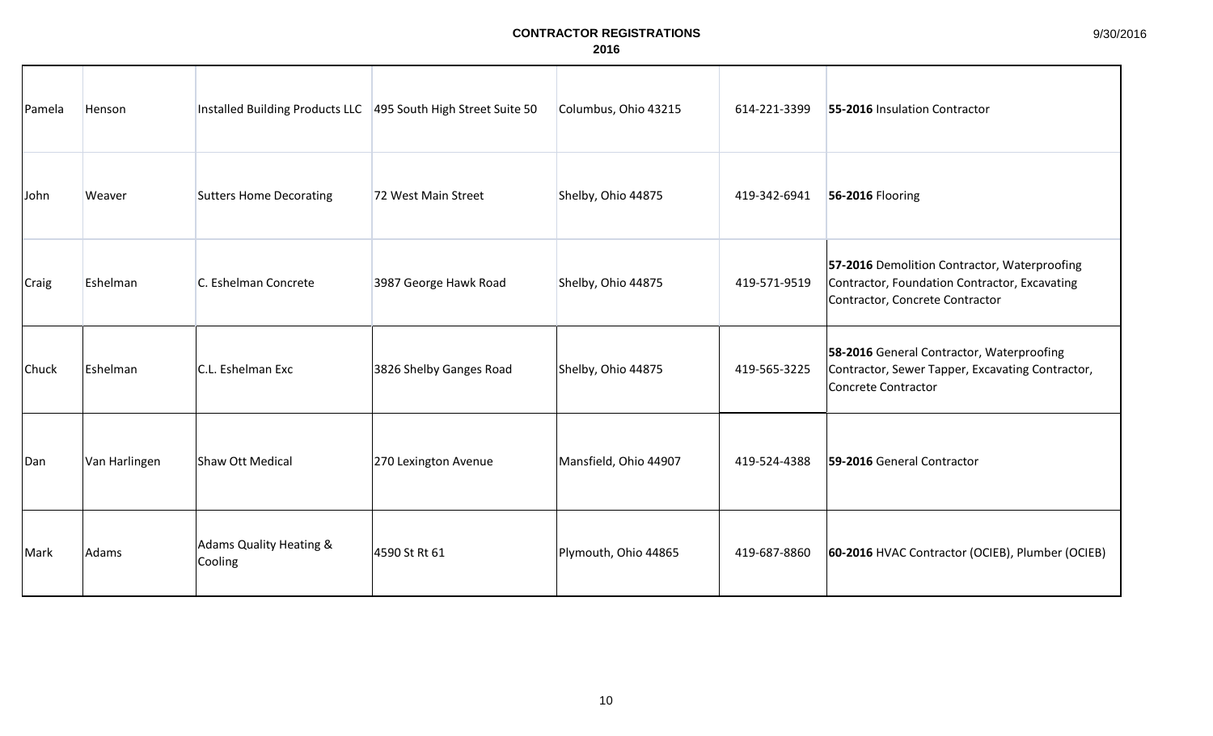# CONTRACTOR REGISTRATIONS
## 2016

| | | | | | | |
|---|---|---|---|---|---|---|
| Pamela | Henson | Installed Building Products LLC | 495 South High Street Suite 50 | Columbus, Ohio 43215 | 614-221-3399 | **55-2016** Insulation Contractor |
| John | Weaver | Sutters Home Decorating | 72 West Main Street | Shelby, Ohio 44875 | 419-342-6941 | **56-2016** Flooring |
| Craig | Eshelman | C. Eshelman Concrete | 3987 George Hawk Road | Shelby, Ohio 44875 | 419-571-9519 | **57-2016** Demolition Contractor, Waterproofing Contractor, Foundation Contractor, Excavating Contractor, Concrete Contractor |
| Chuck | Eshelman | C.L. Eshelman Exc | 3826 Shelby Ganges Road | Shelby, Ohio 44875 | 419-565-3225 | **58-2016** General Contractor, Waterproofing Contractor, Sewer Tapper, Excavating Contractor, Concrete Contractor |
| Dan | Van Harlingen | Shaw Ott Medical | 270 Lexington Avenue | Mansfield, Ohio 44907 | 419-524-4388 | **59-2016** General Contractor |
| Mark | Adams | Adams Quality Heating & Cooling | 4590 St Rt 61 | Plymouth, Ohio 44865 | 419-687-8860 | **60-2016** HVAC Contractor (OCIEB), Plumber (OCIEB) |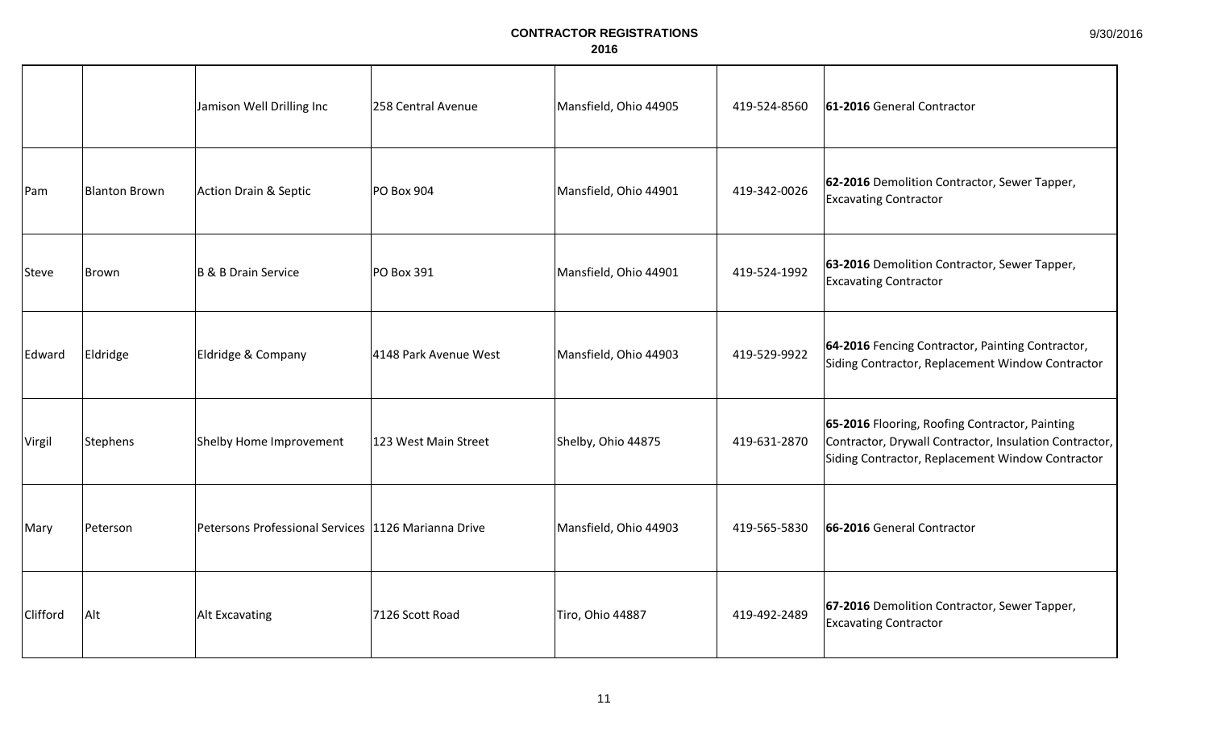**CONTRACTOR REGISTRATIONS**
**2016**

| | | | | | | |
|---|---|---|---|---|---|---|
| | | Jamison Well Drilling Inc | 258 Central Avenue | Mansfield, Ohio 44905 | 419-524-8560 | **61-2016** General Contractor |
| Pam | Blanton Brown | Action Drain & Septic | PO Box 904 | Mansfield, Ohio 44901 | 419-342-0026 | **62-2016** Demolition Contractor, Sewer Tapper, Excavating Contractor |
| Steve | Brown | B & B Drain Service | PO Box 391 | Mansfield, Ohio 44901 | 419-524-1992 | **63-2016** Demolition Contractor, Sewer Tapper, Excavating Contractor |
| Edward | Eldridge | Eldridge & Company | 4148 Park Avenue West | Mansfield, Ohio 44903 | 419-529-9922 | **64-2016** Fencing Contractor, Painting Contractor, Siding Contractor, Replacement Window Contractor |
| Virgil | Stephens | Shelby Home Improvement | 123 West Main Street | Shelby, Ohio 44875 | 419-631-2870 | **65-2016** Flooring, Roofing Contractor, Painting Contractor, Drywall Contractor, Insulation Contractor, Siding Contractor, Replacement Window Contractor |
| Mary | Peterson | Petersons Professional Services | 1126 Marianna Drive | Mansfield, Ohio 44903 | 419-565-5830 | **66-2016** General Contractor |
| Clifford | Alt | Alt Excavating | 7126 Scott Road | Tiro, Ohio 44887 | 419-492-2489 | **67-2016** Demolition Contractor, Sewer Tapper, Excavating Contractor |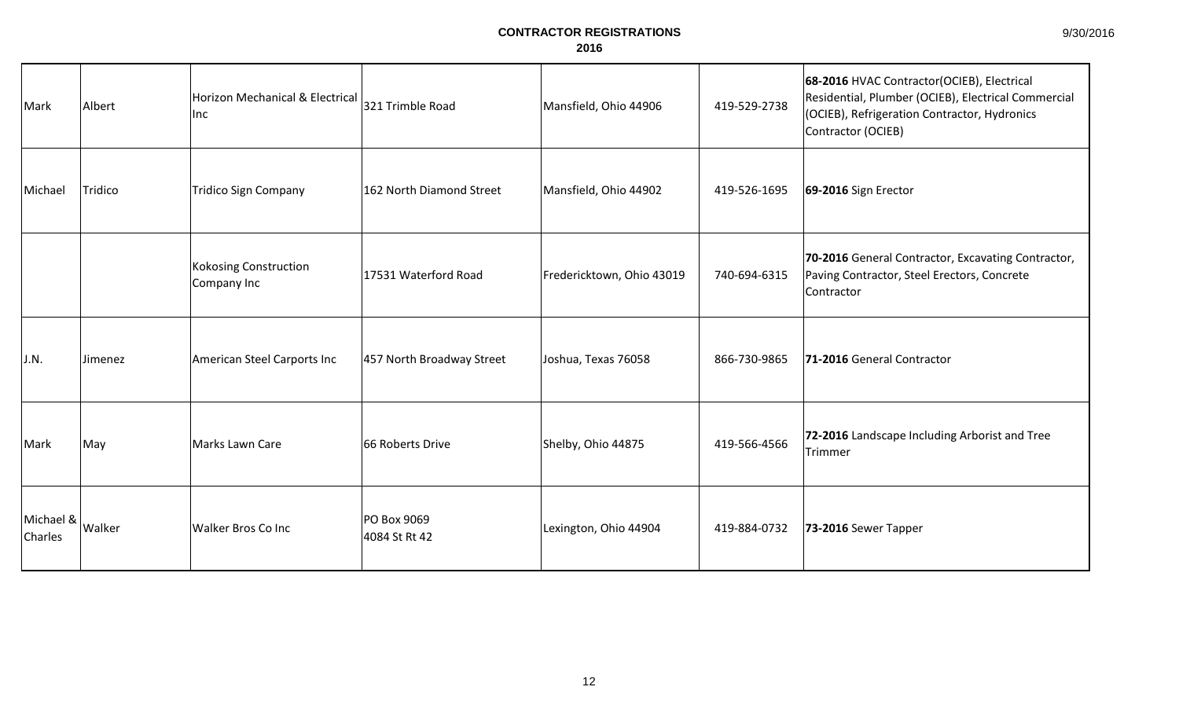**CONTRACTOR REGISTRATIONS**
**2016**

9/30/2016

| | | | | | | |
|---|---|---|---|---|---|---|
| Mark | Albert | Horizon Mechanical & Electrical Inc | 321 Trimble Road | Mansfield, Ohio 44906 | 419-529-2738 | **68-2016** HVAC Contractor(OCIEB), Electrical Residential, Plumber (OCIEB), Electrical Commercial (OCIEB), Refrigeration Contractor, Hydronics Contractor (OCIEB) |
| Michael | Tridico | Tridico Sign Company | 162 North Diamond Street | Mansfield, Ohio 44902 | 419-526-1695 | **69-2016** Sign Erector |
| | | Kokosing Construction Company Inc | 17531 Waterford Road | Fredericktown, Ohio 43019 | 740-694-6315 | **70-2016** General Contractor, Excavating Contractor, Paving Contractor, Steel Erectors, Concrete Contractor |
| J.N. | Jimenez | American Steel Carports Inc | 457 North Broadway Street | Joshua, Texas 76058 | 866-730-9865 | **71-2016** General Contractor |
| Mark | May | Marks Lawn Care | 66 Roberts Drive | Shelby, Ohio 44875 | 419-566-4566 | **72-2016** Landscape Including Arborist and Tree Trimmer |
| Michael & Charles | Walker | Walker Bros Co Inc | PO Box 9069<br>4084 St Rt 42 | Lexington, Ohio 44904 | 419-884-0732 | **73-2016** Sewer Tapper |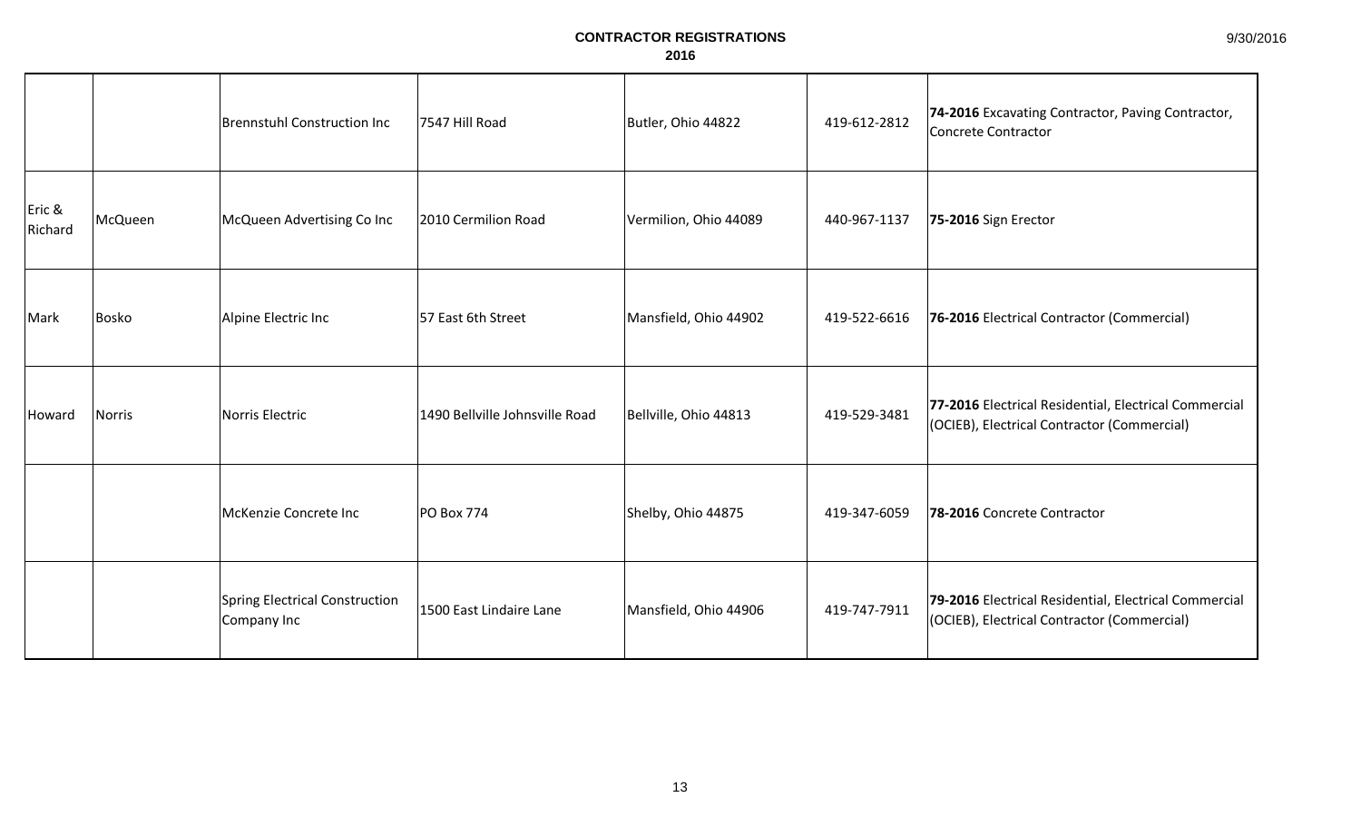# CONTRACTOR REGISTRATIONS
## 2016

| | | | | | | |
|---|---|---|---|---|---|---|
| | | Brennstuhl Construction Inc | 7547 Hill Road | Butler, Ohio 44822 | 419-612-2812 | **74-2016** Excavating Contractor, Paving Contractor, Concrete Contractor |
| Eric & Richard | McQueen | McQueen Advertising Co Inc | 2010 Cermilion Road | Vermilion, Ohio 44089 | 440-967-1137 | **75-2016** Sign Erector |
| Mark | Bosko | Alpine Electric Inc | 57 East 6th Street | Mansfield, Ohio 44902 | 419-522-6616 | **76-2016** Electrical Contractor (Commercial) |
| Howard | Norris | Norris Electric | 1490 Bellville Johnsville Road | Bellville, Ohio 44813 | 419-529-3481 | **77-2016** Electrical Residential, Electrical Commercial (OCIEB), Electrical Contractor (Commercial) |
| | | McKenzie Concrete Inc | PO Box 774 | Shelby, Ohio 44875 | 419-347-6059 | **78-2016** Concrete Contractor |
| | | Spring Electrical Construction Company Inc | 1500 East Lindaire Lane | Mansfield, Ohio 44906 | 419-747-7911 | **79-2016** Electrical Residential, Electrical Commercial (OCIEB), Electrical Contractor (Commercial) |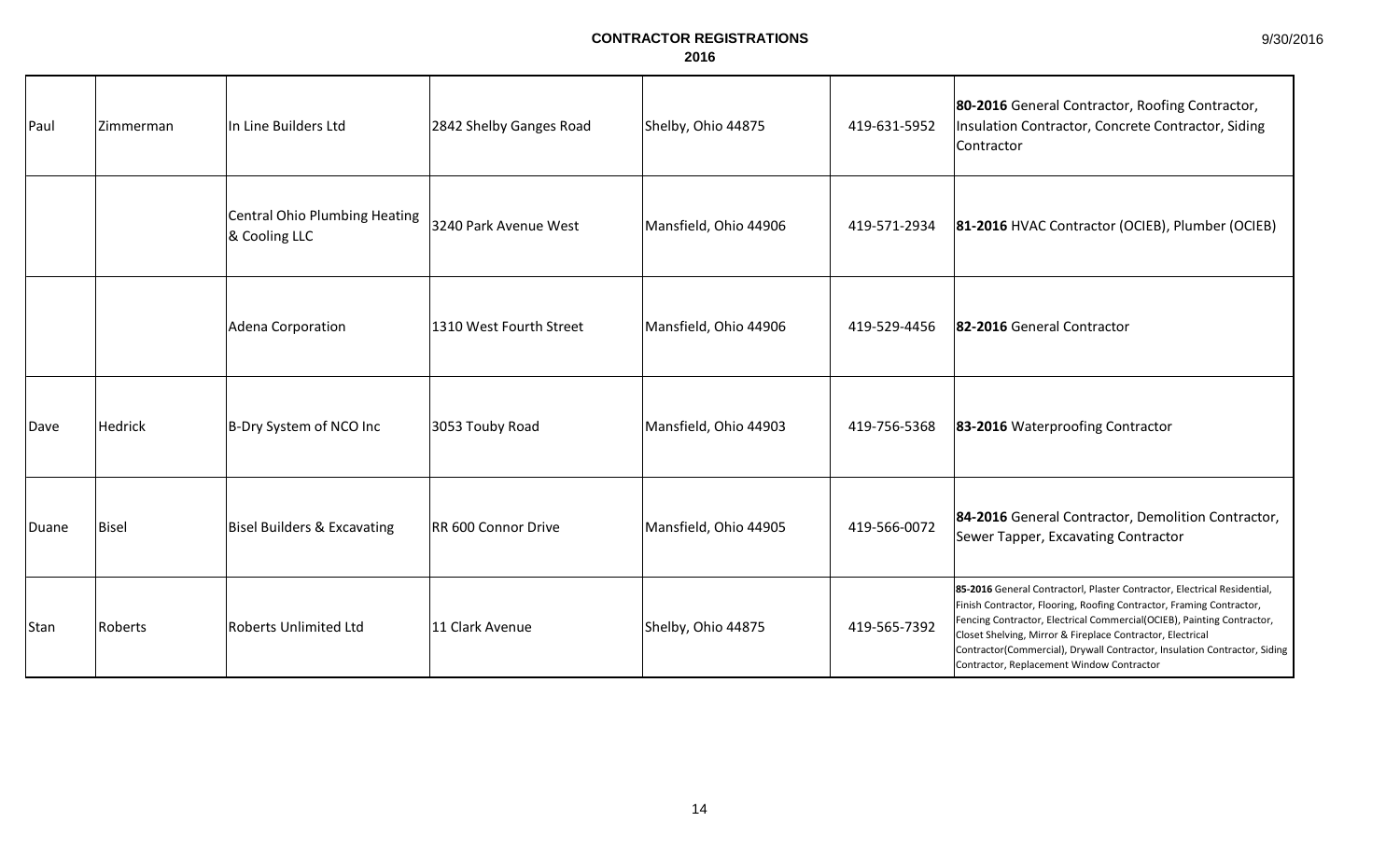**CONTRACTOR REGISTRATIONS**
**2016**

9/30/2016

| | | | | | | |
|---|---|---|---|---|---|---|
| Paul | Zimmerman | In Line Builders Ltd | 2842 Shelby Ganges Road | Shelby, Ohio 44875 | 419-631-5952 | **80-2016** General Contractor, Roofing Contractor, Insulation Contractor, Concrete Contractor, Siding Contractor |
| | | Central Ohio Plumbing Heating & Cooling LLC | 3240 Park Avenue West | Mansfield, Ohio 44906 | 419-571-2934 | **81-2016** HVAC Contractor (OCIEB), Plumber (OCIEB) |
| | | Adena Corporation | 1310 West Fourth Street | Mansfield, Ohio 44906 | 419-529-4456 | **82-2016** General Contractor |
| Dave | Hedrick | B-Dry System of NCO Inc | 3053 Touby Road | Mansfield, Ohio 44903 | 419-756-5368 | **83-2016** Waterproofing Contractor |
| Duane | Bisel | Bisel Builders & Excavating | RR 600 Connor Drive | Mansfield, Ohio 44905 | 419-566-0072 | **84-2016** General Contractor, Demolition Contractor, Sewer Tapper, Excavating Contractor |
| Stan | Roberts | Roberts Unlimited Ltd | 11 Clark Avenue | Shelby, Ohio 44875 | 419-565-7392 | **85-2016** General Contractorl, Plaster Contractor, Electrical Residential, Finish Contractor, Flooring, Roofing Contractor, Framing Contractor, Fencing Contractor, Electrical Commercial(OCIEB), Painting Contractor, Closet Shelving, Mirror & Fireplace Contractor, Electrical Contractor(Commercial), Drywall Contractor, Insulation Contractor, Siding Contractor, Replacement Window Contractor |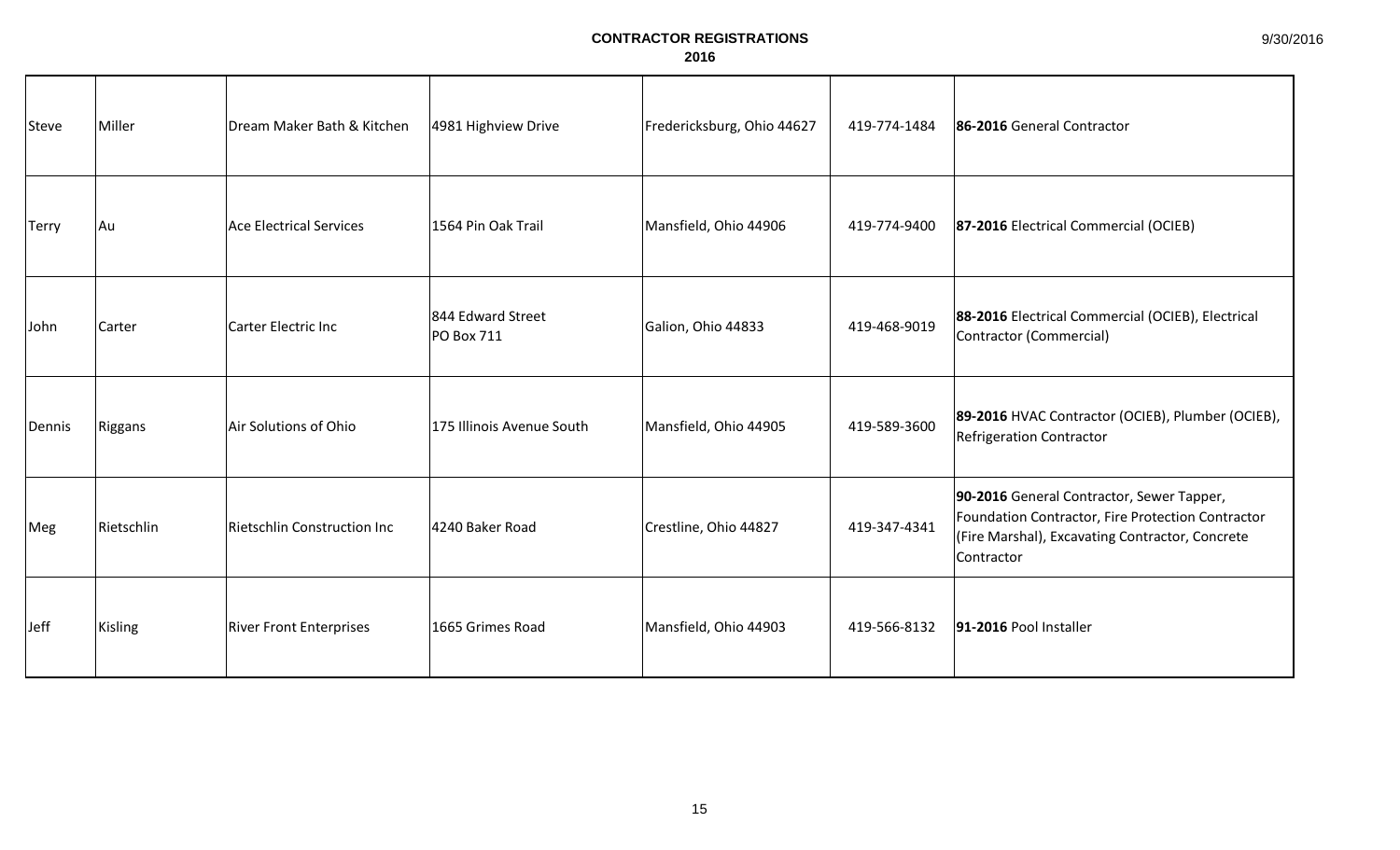**CONTRACTOR REGISTRATIONS**
**2016**

9/30/2016

| | | | | | | |
|---|---|---|---|---|---|---|
| Steve | Miller | Dream Maker Bath & Kitchen | 4981 Highview Drive | Fredericksburg, Ohio 44627 | 419-774-1484 | **86-2016** General Contractor |
| Terry | Au | Ace Electrical Services | 1564 Pin Oak Trail | Mansfield, Ohio 44906 | 419-774-9400 | **87-2016** Electrical Commercial (OCIEB) |
| John | Carter | Carter Electric Inc | 844 Edward Street PO Box 711 | Galion, Ohio 44833 | 419-468-9019 | **88-2016** Electrical Commercial (OCIEB), Electrical Contractor (Commercial) |
| Dennis | Riggans | Air Solutions of Ohio | 175 Illinois Avenue South | Mansfield, Ohio 44905 | 419-589-3600 | **89-2016** HVAC Contractor (OCIEB), Plumber (OCIEB), Refrigeration Contractor |
| Meg | Rietschlin | Rietschlin Construction Inc | 4240 Baker Road | Crestline, Ohio 44827 | 419-347-4341 | **90-2016** General Contractor, Sewer Tapper, Foundation Contractor, Fire Protection Contractor (Fire Marshal), Excavating Contractor, Concrete Contractor |
| Jeff | Kisling | River Front Enterprises | 1665 Grimes Road | Mansfield, Ohio 44903 | 419-566-8132 | **91-2016** Pool Installer |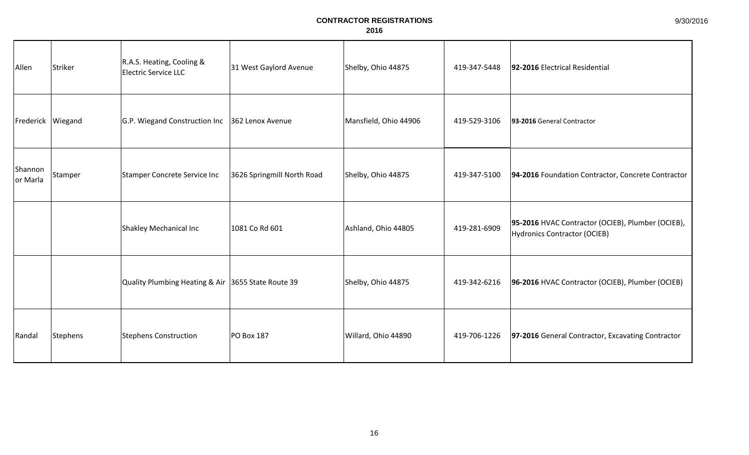# CONTRACTOR REGISTRATIONS
## 2016

| | | | | | | |
|---|---|---|---|---|---|---|
| Allen | Striker | R.A.S. Heating, Cooling & Electric Service LLC | 31 West Gaylord Avenue | Shelby, Ohio 44875 | 419-347-5448 | **92-2016** Electrical Residential |
| Frederick | Wiegand | G.P. Wiegand Construction Inc | 362 Lenox Avenue | Mansfield, Ohio 44906 | 419-529-3106 | **93-2016** General Contractor |
| Shannon or Marla | Stamper | Stamper Concrete Service Inc | 3626 Springmill North Road | Shelby, Ohio 44875 | 419-347-5100 | **94-2016** Foundation Contractor, Concrete Contractor |
| | | Shakley Mechanical Inc | 1081 Co Rd 601 | Ashland, Ohio 44805 | 419-281-6909 | **95-2016** HVAC Contractor (OCIEB), Plumber (OCIEB), Hydronics Contractor (OCIEB) |
| | | Quality Plumbing Heating & Air | 3655 State Route 39 | Shelby, Ohio 44875 | 419-342-6216 | **96-2016** HVAC Contractor (OCIEB), Plumber (OCIEB) |
| Randal | Stephens | Stephens Construction | PO Box 187 | Willard, Ohio 44890 | 419-706-1226 | **97-2016** General Contractor, Excavating Contractor |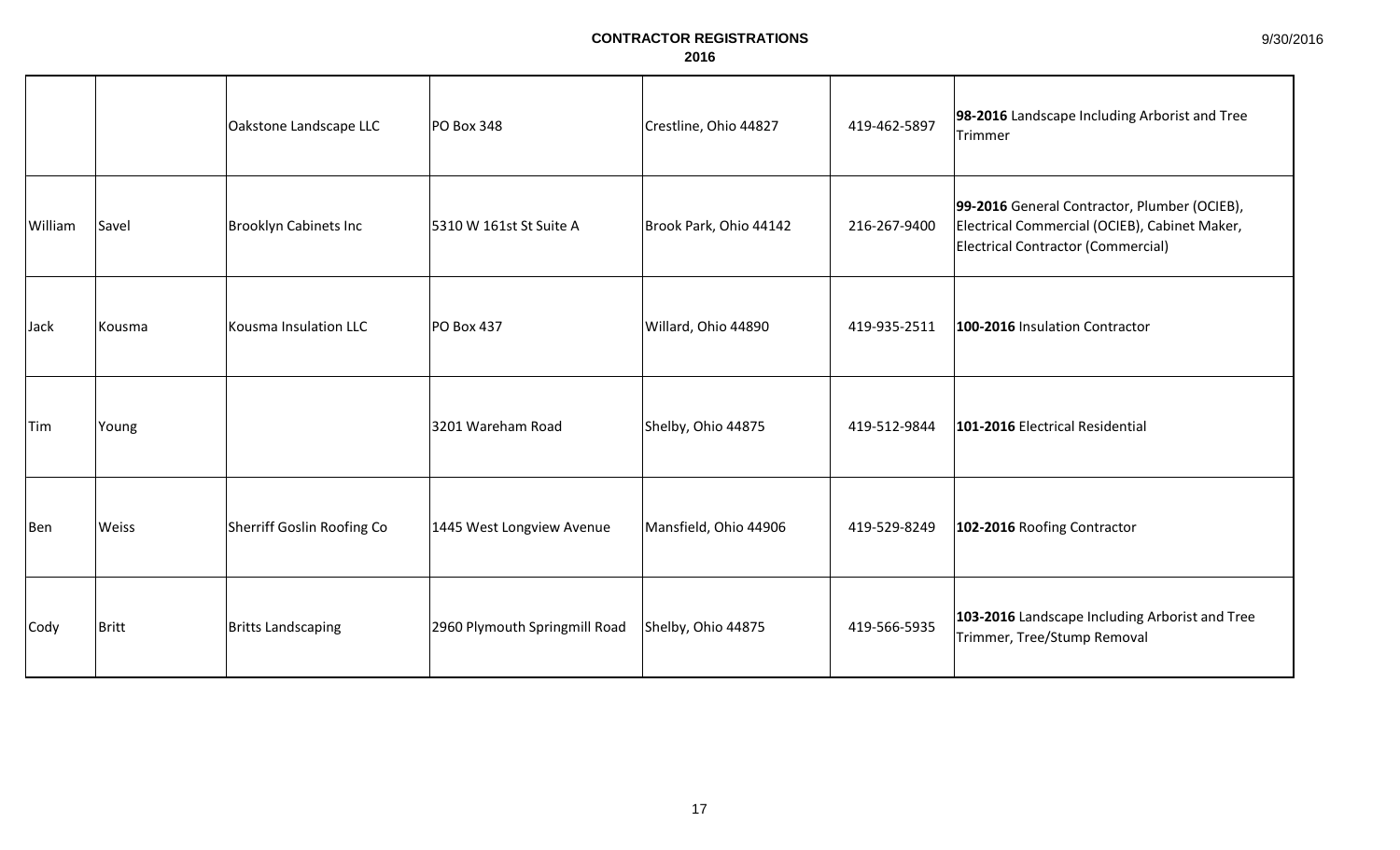**CONTRACTOR REGISTRATIONS**
**2016**

| | | | | | | |
|---|---|---|---|---|---|---|
| | | Oakstone Landscape LLC | PO Box 348 | Crestline, Ohio 44827 | 419-462-5897 | **98-2016** Landscape Including Arborist and Tree Trimmer |
| William | Savel | Brooklyn Cabinets Inc | 5310 W 161st St Suite A | Brook Park, Ohio 44142 | 216-267-9400 | **99-2016** General Contractor, Plumber (OCIEB), Electrical Commercial (OCIEB), Cabinet Maker, Electrical Contractor (Commercial) |
| Jack | Kousma | Kousma Insulation LLC | PO Box 437 | Willard, Ohio 44890 | 419-935-2511 | **100-2016** Insulation Contractor |
| Tim | Young | | 3201 Wareham Road | Shelby, Ohio 44875 | 419-512-9844 | **101-2016** Electrical Residential |
| Ben | Weiss | Sherriff Goslin Roofing Co | 1445 West Longview Avenue | Mansfield, Ohio 44906 | 419-529-8249 | **102-2016** Roofing Contractor |
| Cody | Britt | Britts Landscaping | 2960 Plymouth Springmill Road | Shelby, Ohio 44875 | 419-566-5935 | **103-2016** Landscape Including Arborist and Tree Trimmer, Tree/Stump Removal |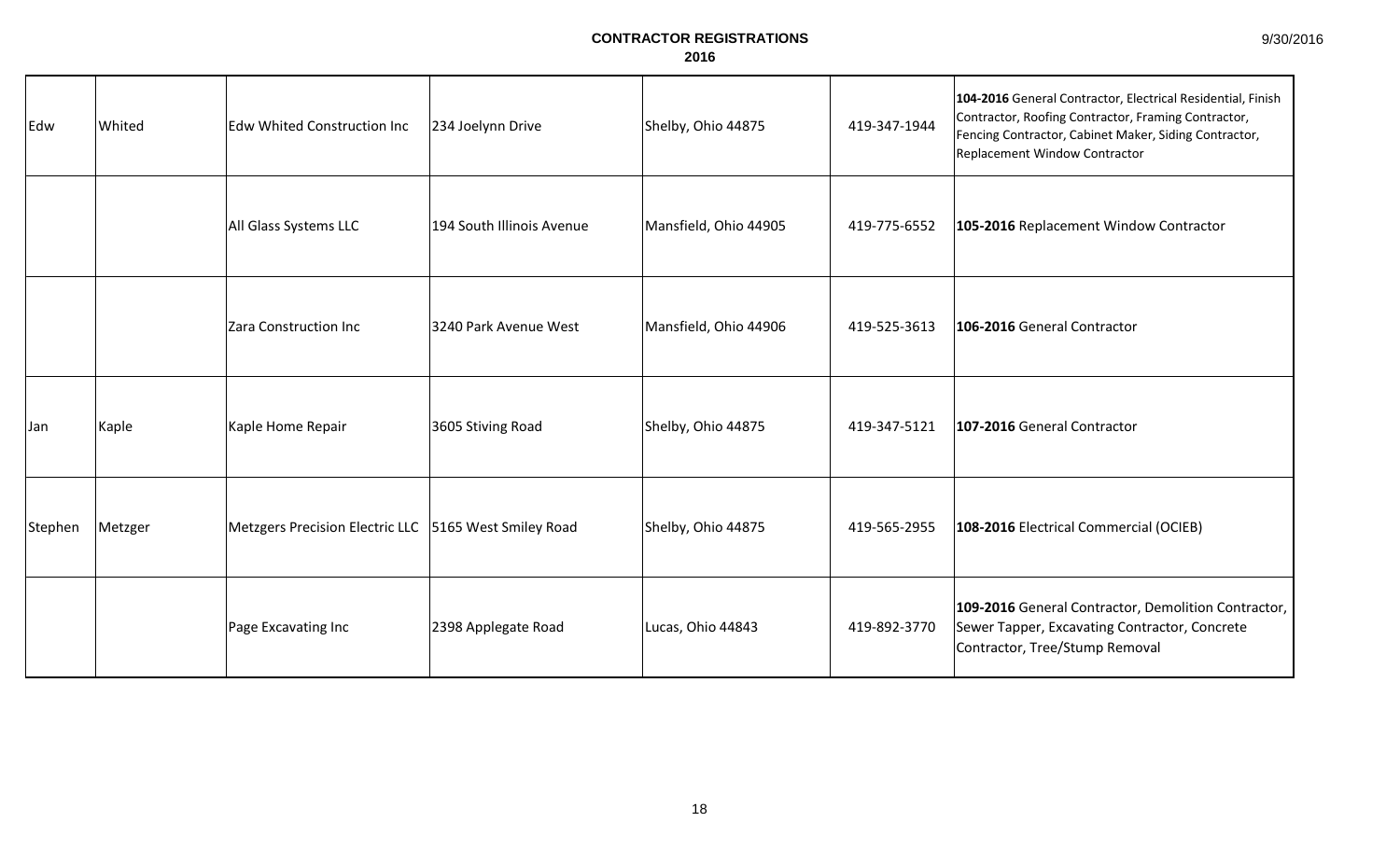# CONTRACTOR REGISTRATIONS
## 2016

| | | | | | | |
|---|---|---|---|---|---|---|
| Edw | Whited | Edw Whited Construction Inc | 234 Joelynn Drive | Shelby, Ohio 44875 | 419-347-1944 | **104-2016** General Contractor, Electrical Residential, Finish Contractor, Roofing Contractor, Framing Contractor, Fencing Contractor, Cabinet Maker, Siding Contractor, Replacement Window Contractor |
| | | All Glass Systems LLC | 194 South Illinois Avenue | Mansfield, Ohio 44905 | 419-775-6552 | **105-2016** Replacement Window Contractor |
| | | Zara Construction Inc | 3240 Park Avenue West | Mansfield, Ohio 44906 | 419-525-3613 | **106-2016** General Contractor |
| Jan | Kaple | Kaple Home Repair | 3605 Stiving Road | Shelby, Ohio 44875 | 419-347-5121 | **107-2016** General Contractor |
| Stephen | Metzger | Metzgers Precision Electric LLC | 5165 West Smiley Road | Shelby, Ohio 44875 | 419-565-2955 | **108-2016** Electrical Commercial (OCIEB) |
| | | Page Excavating Inc | 2398 Applegate Road | Lucas, Ohio 44843 | 419-892-3770 | **109-2016** General Contractor, Demolition Contractor, Sewer Tapper, Excavating Contractor, Concrete Contractor, Tree/Stump Removal |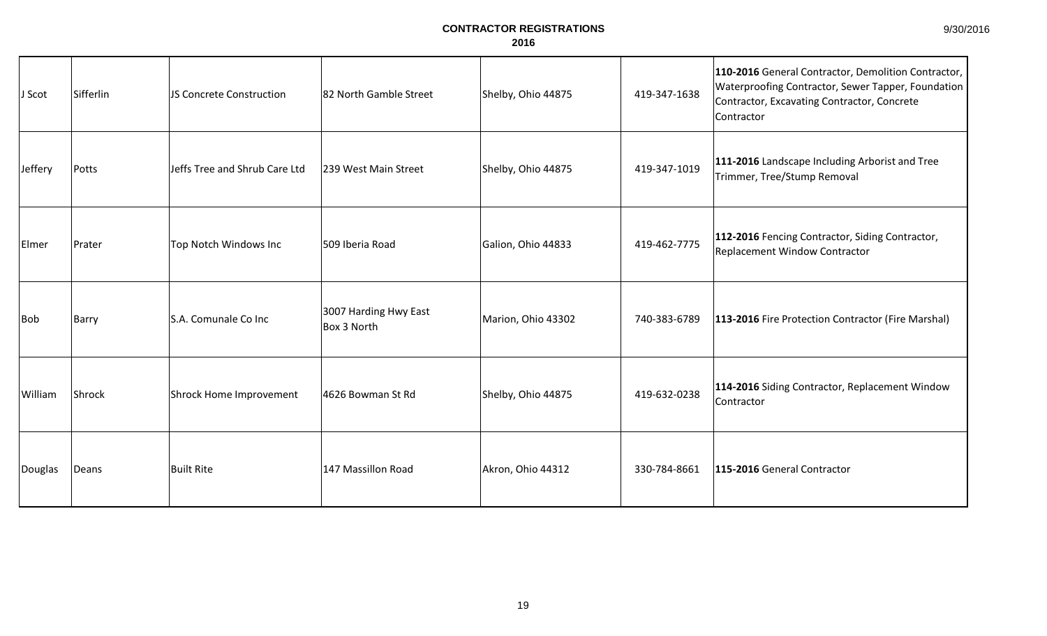# CONTRACTOR REGISTRATIONS
## 2016

| | | | | | | |
|---|---|---|---|---|---|---|
| J Scot | Sifferlin | JS Concrete Construction | 82 North Gamble Street | Shelby, Ohio 44875 | 419-347-1638 | **110-2016** General Contractor, Demolition Contractor, Waterproofing Contractor, Sewer Tapper, Foundation Contractor, Excavating Contractor, Concrete Contractor |
| Jeffery | Potts | Jeffs Tree and Shrub Care Ltd | 239 West Main Street | Shelby, Ohio 44875 | 419-347-1019 | **111-2016** Landscape Including Arborist and Tree Trimmer, Tree/Stump Removal |
| Elmer | Prater | Top Notch Windows Inc | 509 Iberia Road | Galion, Ohio 44833 | 419-462-7775 | **112-2016** Fencing Contractor, Siding Contractor, Replacement Window Contractor |
| Bob | Barry | S.A. Comunale Co Inc | 3007 Harding Hwy East Box 3 North | Marion, Ohio 43302 | 740-383-6789 | **113-2016** Fire Protection Contractor (Fire Marshal) |
| William | Shrock | Shrock Home Improvement | 4626 Bowman St Rd | Shelby, Ohio 44875 | 419-632-0238 | **114-2016** Siding Contractor, Replacement Window Contractor |
| Douglas | Deans | Built Rite | 147 Massillon Road | Akron, Ohio 44312 | 330-784-8661 | **115-2016** General Contractor |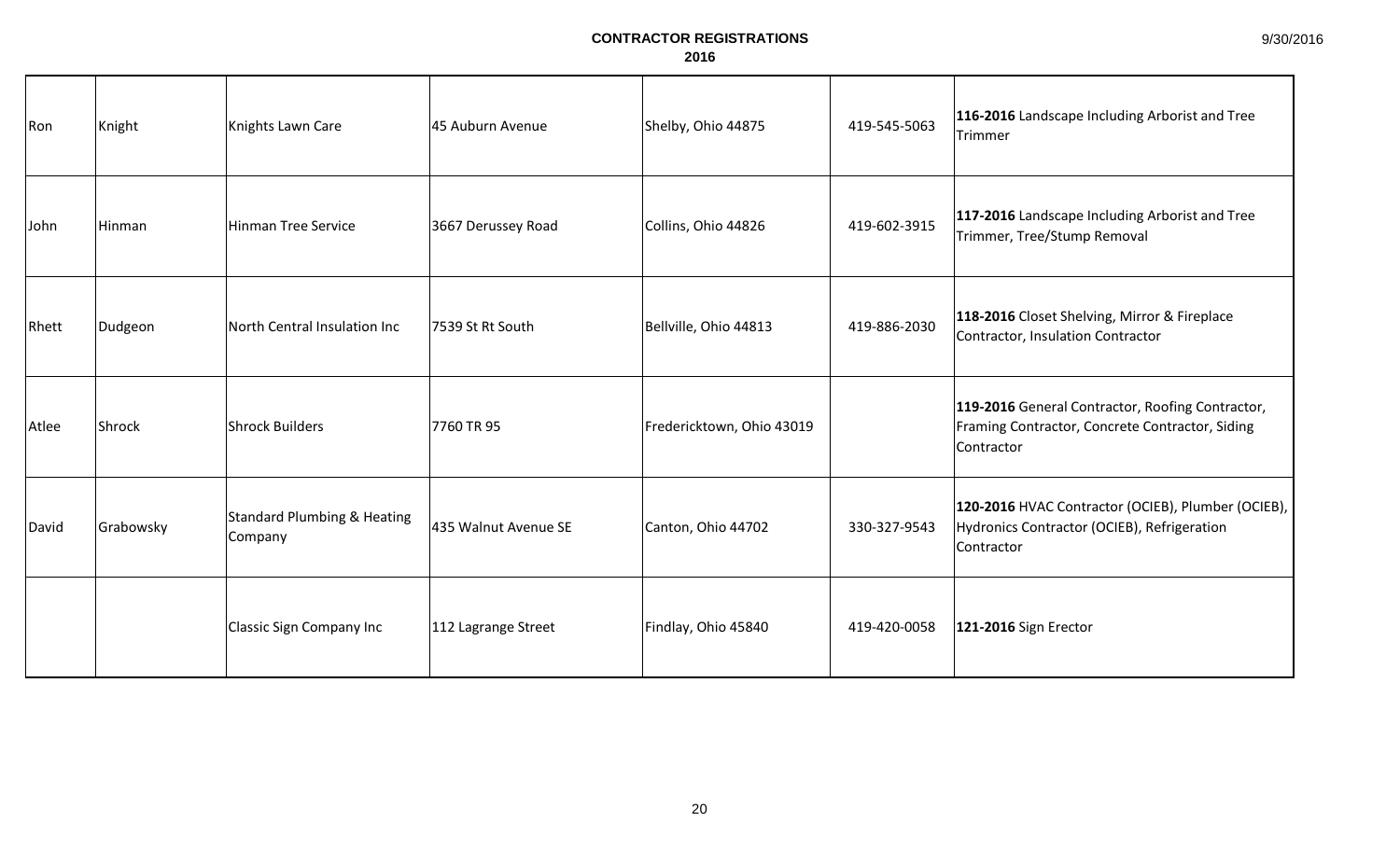| Ron | Knight | Knights Lawn Care | 45 Auburn Avenue | Shelby, Ohio 44875 | 419-545-5063 | **116-2016** Landscape Including Arborist and Tree Trimmer |
|---|---|---|---|---|---|---|
| John | Hinman | Hinman Tree Service | 3667 Derussey Road | Collins, Ohio 44826 | 419-602-3915 | **117-2016** Landscape Including Arborist and Tree Trimmer, Tree/Stump Removal |
| Rhett | Dudgeon | North Central Insulation Inc | 7539 St Rt South | Bellville, Ohio 44813 | 419-886-2030 | **118-2016** Closet Shelving, Mirror & Fireplace Contractor, Insulation Contractor |
| Atlee | Shrock | Shrock Builders | 7760 TR 95 | Fredericktown, Ohio 43019 | | **119-2016** General Contractor, Roofing Contractor, Framing Contractor, Concrete Contractor, Siding Contractor |
| David | Grabowsky | Standard Plumbing & Heating Company | 435 Walnut Avenue SE | Canton, Ohio 44702 | 330-327-9543 | **120-2016** HVAC Contractor (OCIEB), Plumber (OCIEB), Hydronics Contractor (OCIEB), Refrigeration Contractor |
| | | Classic Sign Company Inc | 112 Lagrange Street | Findlay, Ohio 45840 | 419-420-0058 | **121-2016** Sign Erector |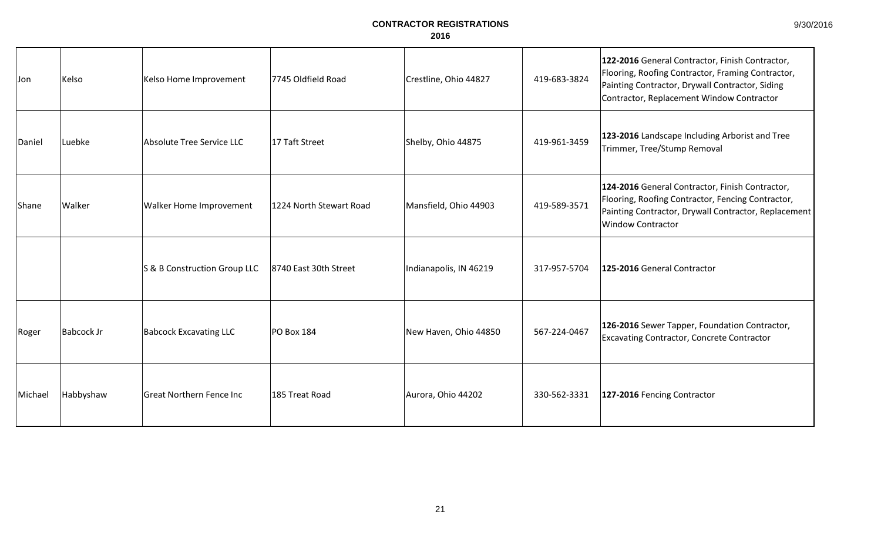# CONTRACTOR REGISTRATIONS
## 2016

| | | | | | | |
|---|---|---|---|---|---|---|
| Jon | Kelso | Kelso Home Improvement | 7745 Oldfield Road | Crestline, Ohio 44827 | 419-683-3824 | **122-2016** General Contractor, Finish Contractor, Flooring, Roofing Contractor, Framing Contractor, Painting Contractor, Drywall Contractor, Siding Contractor, Replacement Window Contractor |
| Daniel | Luebke | Absolute Tree Service LLC | 17 Taft Street | Shelby, Ohio 44875 | 419-961-3459 | **123-2016** Landscape Including Arborist and Tree Trimmer, Tree/Stump Removal |
| Shane | Walker | Walker Home Improvement | 1224 North Stewart Road | Mansfield, Ohio 44903 | 419-589-3571 | **124-2016** General Contractor, Finish Contractor, Flooring, Roofing Contractor, Fencing Contractor, Painting Contractor, Drywall Contractor, Replacement Window Contractor |
| | | S & B Construction Group LLC | 8740 East 30th Street | Indianapolis, IN 46219 | 317-957-5704 | **125-2016** General Contractor |
| Roger | Babcock Jr | Babcock Excavating LLC | PO Box 184 | New Haven, Ohio 44850 | 567-224-0467 | **126-2016** Sewer Tapper, Foundation Contractor, Excavating Contractor, Concrete Contractor |
| Michael | Habbyshaw | Great Northern Fence Inc | 185 Treat Road | Aurora, Ohio 44202 | 330-562-3331 | **127-2016** Fencing Contractor |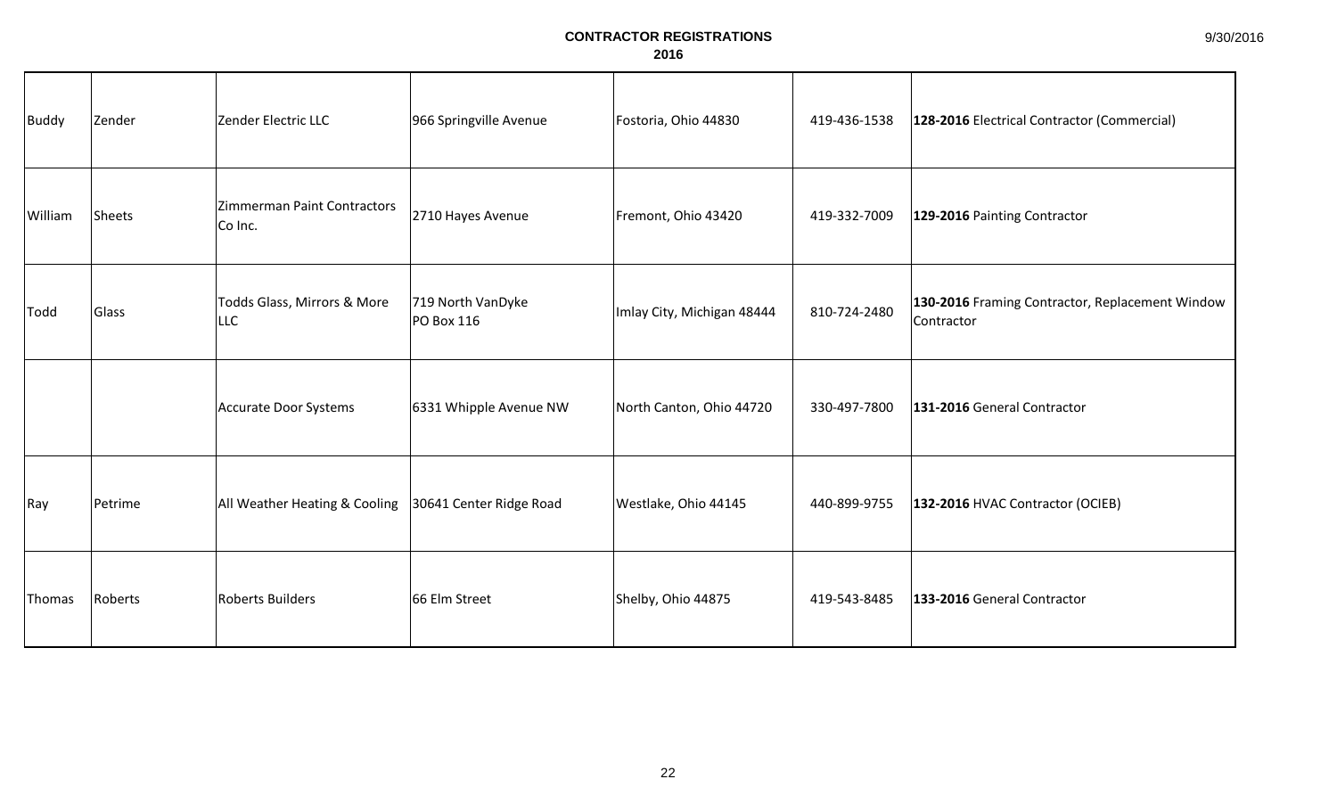# CONTRACTOR REGISTRATIONS
## 2016

| | | | | | | |
|---|---|---|---|---|---|---|
| Buddy | Zender | Zender Electric LLC | 966 Springville Avenue | Fostoria, Ohio 44830 | 419-436-1538 | **128-2016** Electrical Contractor (Commercial) |
| William | Sheets | Zimmerman Paint Contractors Co Inc. | 2710 Hayes Avenue | Fremont, Ohio 43420 | 419-332-7009 | **129-2016** Painting Contractor |
| Todd | Glass | Todds Glass, Mirrors & More LLC | 719 North VanDyke PO Box 116 | Imlay City, Michigan 48444 | 810-724-2480 | **130-2016** Framing Contractor, Replacement Window Contractor |
| | | Accurate Door Systems | 6331 Whipple Avenue NW | North Canton, Ohio 44720 | 330-497-7800 | **131-2016** General Contractor |
| Ray | Petrime | All Weather Heating & Cooling | 30641 Center Ridge Road | Westlake, Ohio 44145 | 440-899-9755 | **132-2016** HVAC Contractor (OCIEB) |
| Thomas | Roberts | Roberts Builders | 66 Elm Street | Shelby, Ohio 44875 | 419-543-8485 | **133-2016** General Contractor |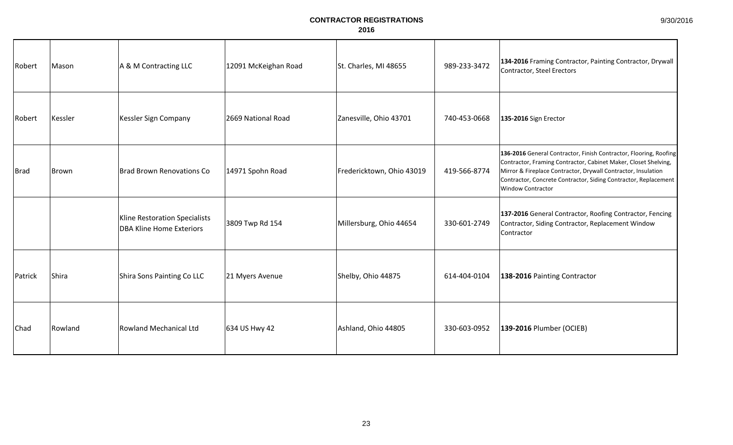**CONTRACTOR REGISTRATIONS**
**2016**

| | | | | | | |
|---|---|---|---|---|---|---|
| Robert | Mason | A & M Contracting LLC | 12091 McKeighan Road | St. Charles, MI 48655 | 989-233-3472 | **134-2016** Framing Contractor, Painting Contractor, Drywall Contractor, Steel Erectors |
| Robert | Kessler | Kessler Sign Company | 2669 National Road | Zanesville, Ohio 43701 | 740-453-0668 | **135-2016** Sign Erector |
| Brad | Brown | Brad Brown Renovations Co | 14971 Spohn Road | Fredericktown, Ohio 43019 | 419-566-8774 | **136-2016** General Contractor, Finish Contractor, Flooring, Roofing Contractor, Framing Contractor, Cabinet Maker, Closet Shelving, Mirror & Fireplace Contractor, Drywall Contractor, Insulation Contractor, Concrete Contractor, Siding Contractor, Replacement Window Contractor |
| | | Kline Restoration Specialists DBA Kline Home Exteriors | 3809 Twp Rd 154 | Millersburg, Ohio 44654 | 330-601-2749 | **137-2016** General Contractor, Roofing Contractor, Fencing Contractor, Siding Contractor, Replacement Window Contractor |
| Patrick | Shira | Shira Sons Painting Co LLC | 21 Myers Avenue | Shelby, Ohio 44875 | 614-404-0104 | **138-2016** Painting Contractor |
| Chad | Rowland | Rowland Mechanical Ltd | 634 US Hwy 42 | Ashland, Ohio 44805 | 330-603-0952 | **139-2016** Plumber (OCIEB) |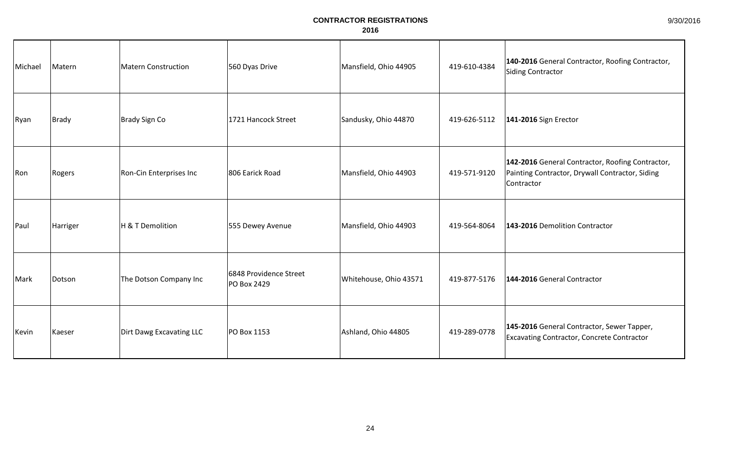**CONTRACTOR REGISTRATIONS**
**2016**

9/30/2016

| | | | | | | |
|---|---|---|---|---|---|---|
| Michael | Matern | Matern Construction | 560 Dyas Drive | Mansfield, Ohio 44905 | 419-610-4384 | **140-2016** General Contractor, Roofing Contractor, Siding Contractor |
| Ryan | Brady | Brady Sign Co | 1721 Hancock Street | Sandusky, Ohio 44870 | 419-626-5112 | **141-2016** Sign Erector |
| Ron | Rogers | Ron-Cin Enterprises Inc | 806 Earick Road | Mansfield, Ohio 44903 | 419-571-9120 | **142-2016** General Contractor, Roofing Contractor, Painting Contractor, Drywall Contractor, Siding Contractor |
| Paul | Harriger | H & T Demolition | 555 Dewey Avenue | Mansfield, Ohio 44903 | 419-564-8064 | **143-2016** Demolition Contractor |
| Mark | Dotson | The Dotson Company Inc | 6848 Providence Street PO Box 2429 | Whitehouse, Ohio 43571 | 419-877-5176 | **144-2016** General Contractor |
| Kevin | Kaeser | Dirt Dawg Excavating LLC | PO Box 1153 | Ashland, Ohio 44805 | 419-289-0778 | **145-2016** General Contractor, Sewer Tapper, Excavating Contractor, Concrete Contractor |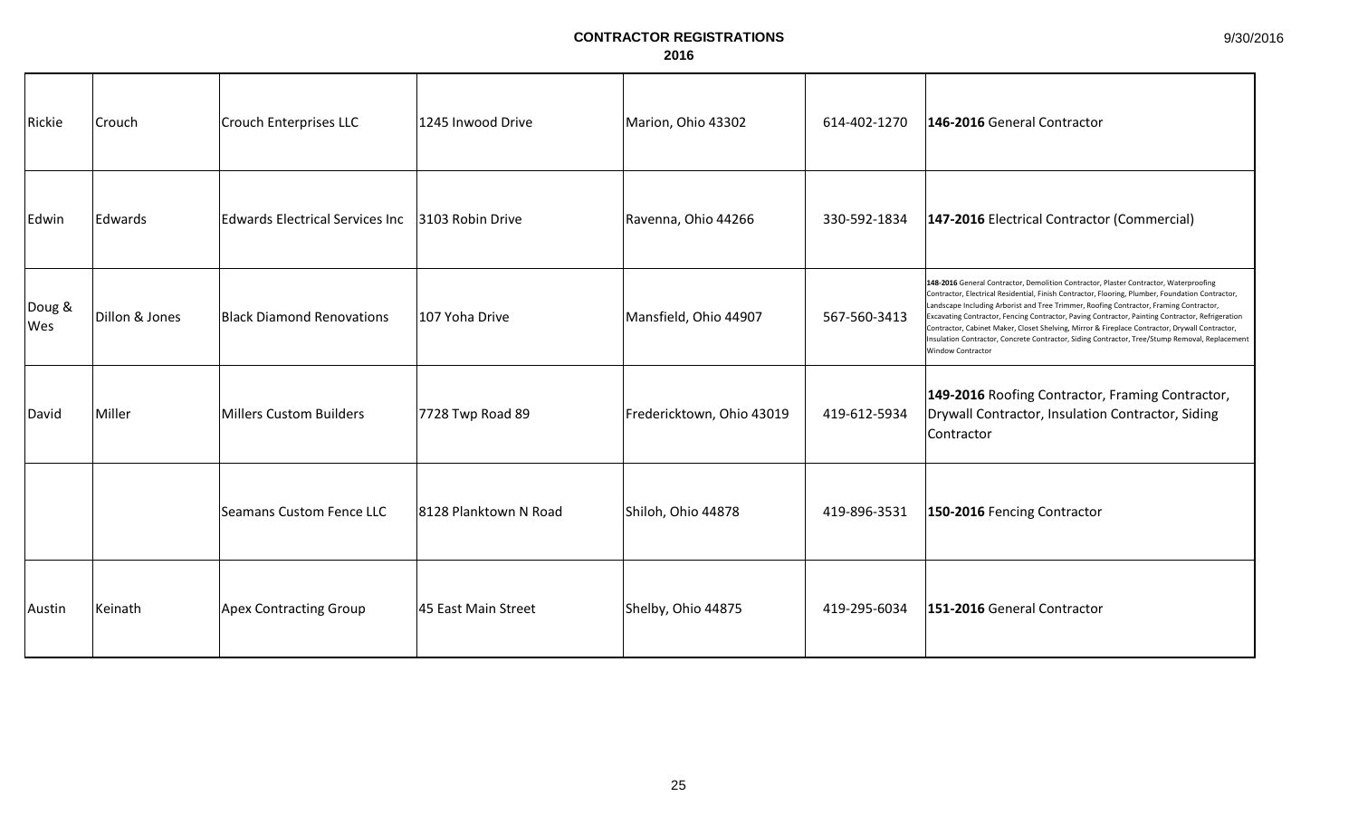# CONTRACTOR REGISTRATIONS

## 2016

| | | | | | | |
|---|---|---|---|---|---|---|
| Rickie | Crouch | Crouch Enterprises LLC | 1245 Inwood Drive | Marion, Ohio 43302 | 614-402-1270 | **146-2016** General Contractor |
| Edwin | Edwards | Edwards Electrical Services Inc | 3103 Robin Drive | Ravenna, Ohio 44266 | 330-592-1834 | **147-2016** Electrical Contractor (Commercial) |
| Doug & Wes | Dillon & Jones | Black Diamond Renovations | 107 Yoha Drive | Mansfield, Ohio 44907 | 567-560-3413 | **148-2016** General Contractor, Demolition Contractor, Plaster Contractor, Waterproofing Contractor, Electrical Residential, Finish Contractor, Flooring, Plumber, Foundation Contractor, Landscape Including Arborist and Tree Trimmer, Roofing Contractor, Framing Contractor, Excavating Contractor, Fencing Contractor, Paving Contractor, Painting Contractor, Refrigeration Contractor, Cabinet Maker, Closet Shelving, Mirror & Fireplace Contractor, Drywall Contractor, Insulation Contractor, Concrete Contractor, Siding Contractor, Tree/Stump Removal, Replacement Window Contractor |
| David | Miller | Millers Custom Builders | 7728 Twp Road 89 | Fredericktown, Ohio 43019 | 419-612-5934 | **149-2016** Roofing Contractor, Framing Contractor, Drywall Contractor, Insulation Contractor, Siding Contractor |
| | | Seamans Custom Fence LLC | 8128 Planktown N Road | Shiloh, Ohio 44878 | 419-896-3531 | **150-2016** Fencing Contractor |
| Austin | Keinath | Apex Contracting Group | 45 East Main Street | Shelby, Ohio 44875 | 419-295-6034 | **151-2016** General Contractor |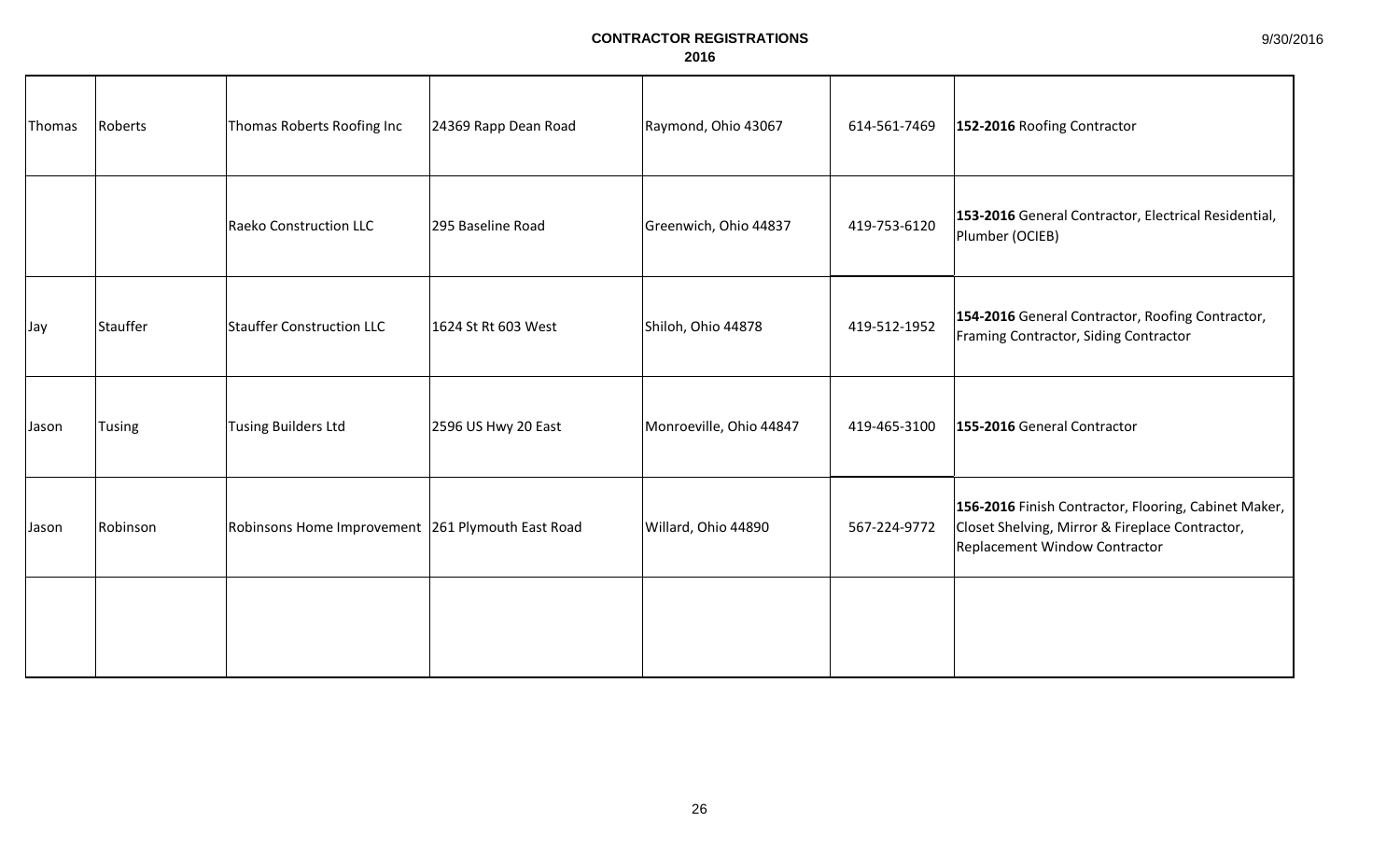# CONTRACTOR REGISTRATIONS
## 2016

| | | | | | | |
|---|---|---|---|---|---|---|
| Thomas | Roberts | Thomas Roberts Roofing Inc | 24369 Rapp Dean Road | Raymond, Ohio 43067 | 614-561-7469 | **152-2016** Roofing Contractor |
| | | Raeko Construction LLC | 295 Baseline Road | Greenwich, Ohio 44837 | 419-753-6120 | **153-2016** General Contractor, Electrical Residential, Plumber (OCIEB) |
| Jay | Stauffer | Stauffer Construction LLC | 1624 St Rt 603 West | Shiloh, Ohio 44878 | 419-512-1952 | **154-2016** General Contractor, Roofing Contractor, Framing Contractor, Siding Contractor |
| Jason | Tusing | Tusing Builders Ltd | 2596 US Hwy 20 East | Monroeville, Ohio 44847 | 419-465-3100 | **155-2016** General Contractor |
| Jason | Robinson | Robinsons Home Improvement | 261 Plymouth East Road | Willard, Ohio 44890 | 567-224-9772 | **156-2016** Finish Contractor, Flooring, Cabinet Maker, Closet Shelving, Mirror & Fireplace Contractor, Replacement Window Contractor |
| | | | | | | |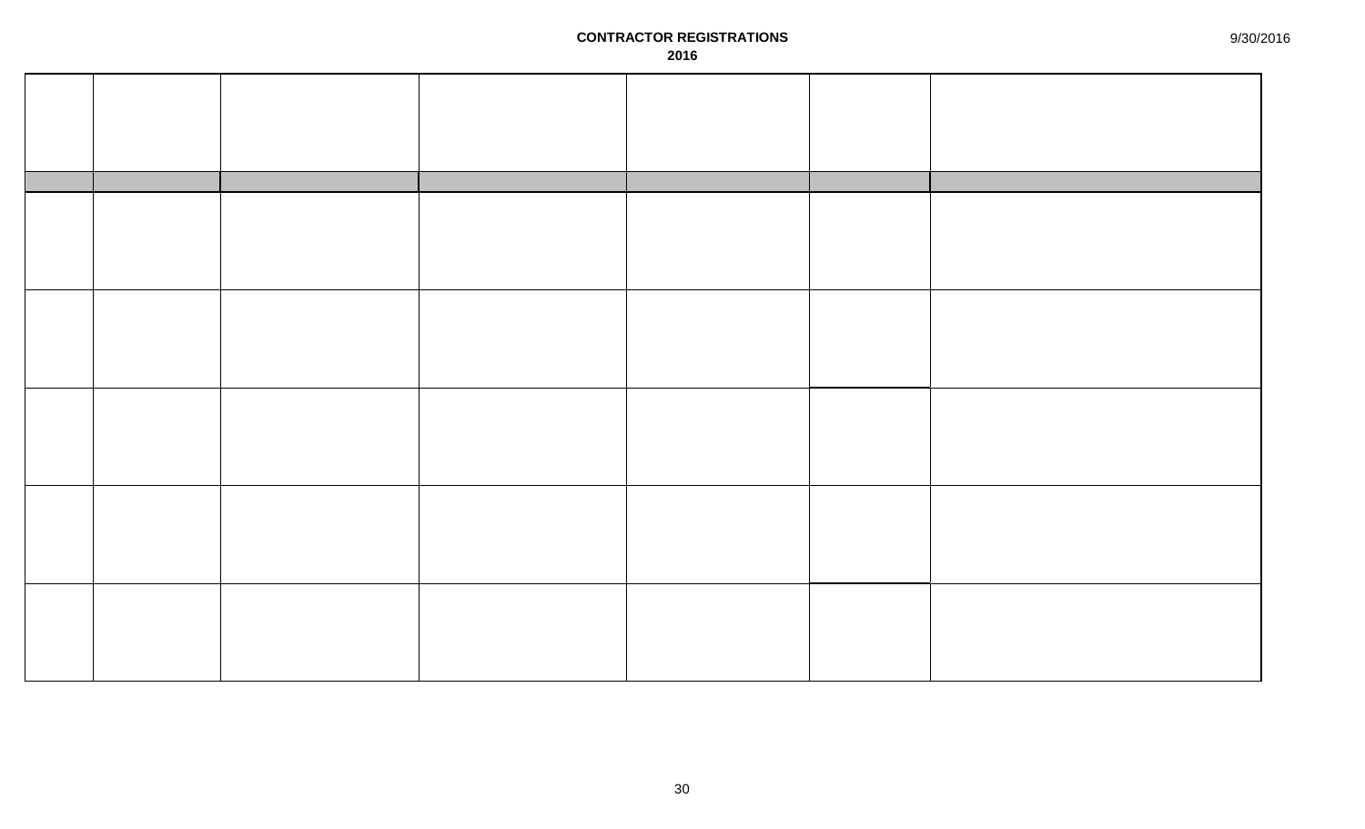**CONTRACTOR REGISTRATIONS**
**2016**

| | | | | | | |
|---|---|---|---|---|---|---|
| | | | | | | |
| | | | | | | |
| | | | | | | |
| | | | | | | |
| | | | | | | |
| | | | | | | |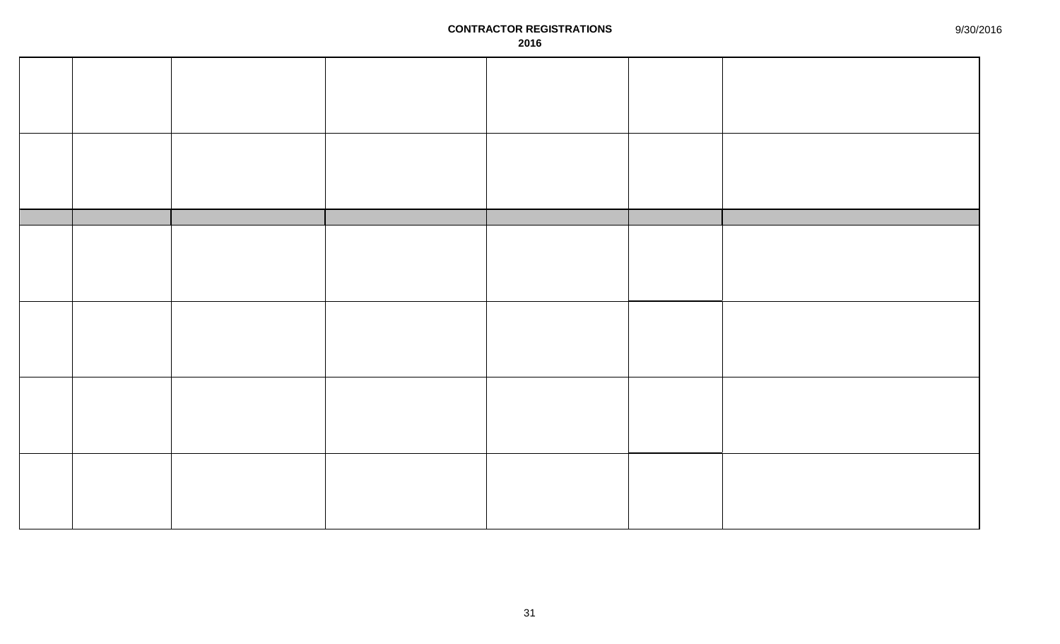**CONTRACTOR REGISTRATIONS**
**2016**

9/30/2016

| | | | | | | |
|---|---|---|---|---|---|---|
| | | | | | | |
| | | | | | | |
| | | | | | | |
| | | | | | | |
| | | | | | | |
| | | | | | | |
| | | | | | | |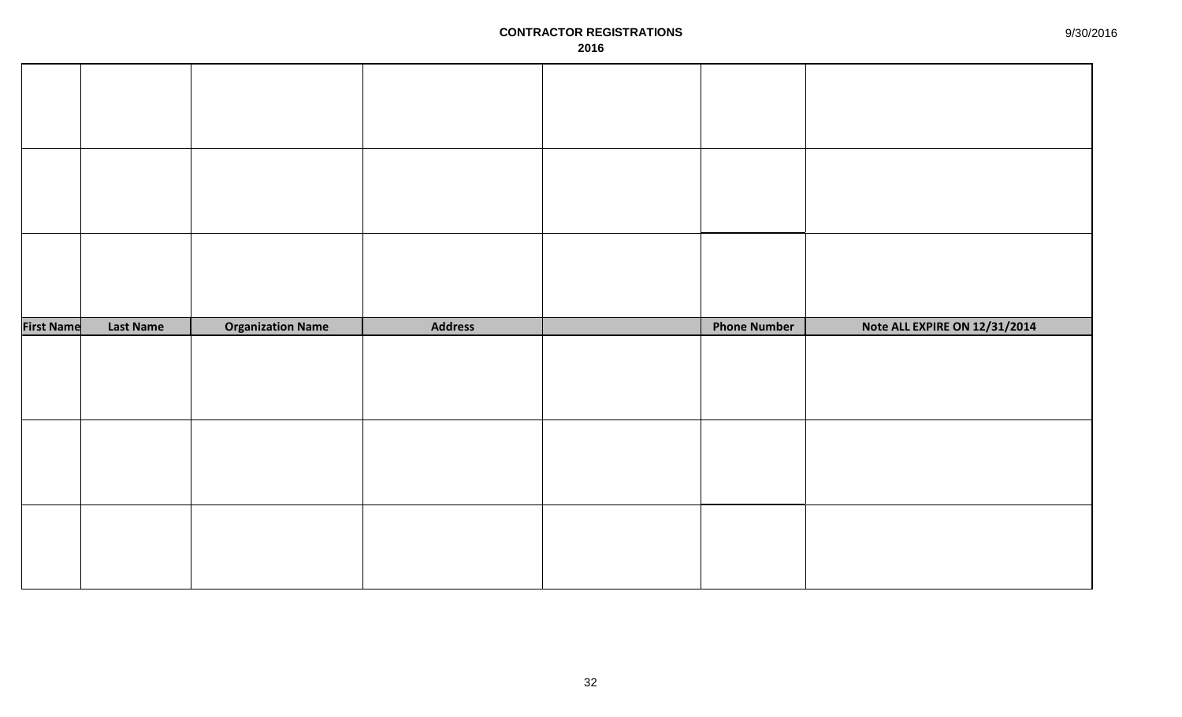# CONTRACTOR REGISTRATIONS
## 2016

9/30/2016

| First Name | Last Name | Organization Name | Address | | Phone Number | Note ALL EXPIRE ON 12/31/2014 |
|---|---|---|---|---|---|---|
| | | | | | | |
| | | | | | | |
| | | | | | | |
| | | | | | | |
| | | | | | | |
| | | | | | | |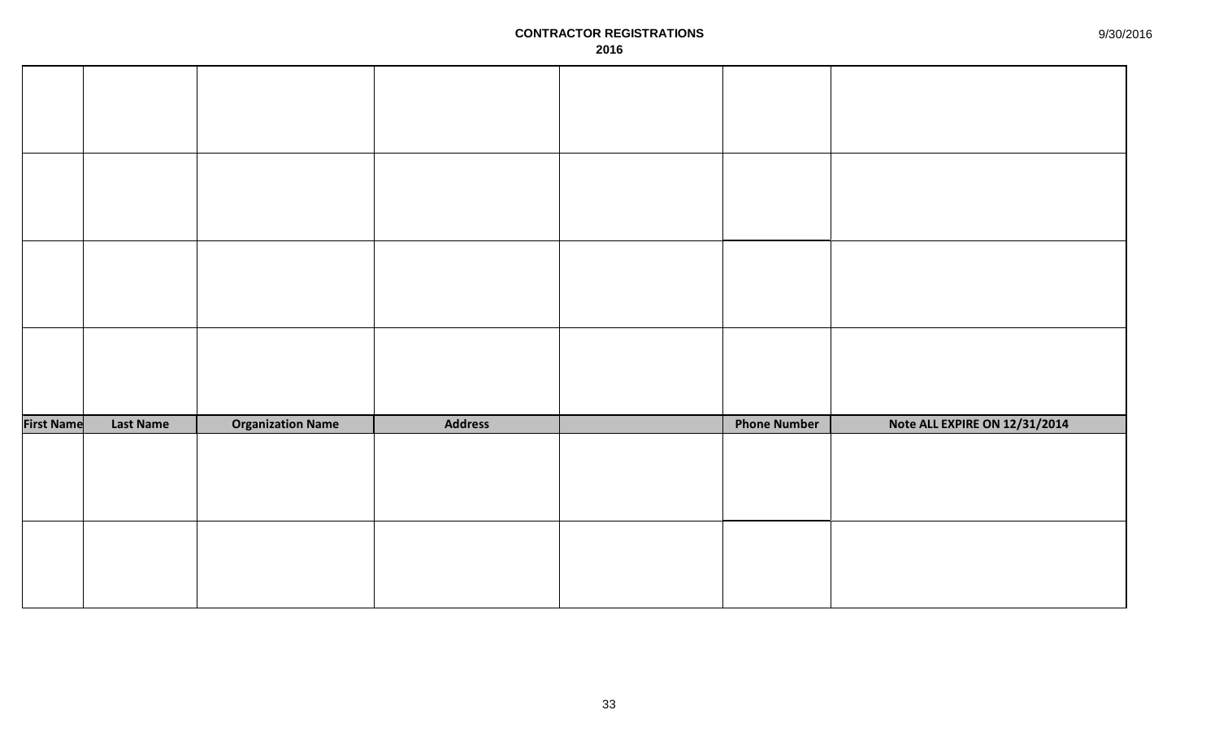**CONTRACTOR REGISTRATIONS**
**2016**

9/30/2016

| First Name | Last Name | Organization Name | Address | | Phone Number | Note ALL EXPIRE ON 12/31/2014 |
|---|---|---|---|---|---|---|
| | | | | | | |
| | | | | | | |
| | | | | | | |
| | | | | | | |
| | | | | | | |
| | | | | | | |